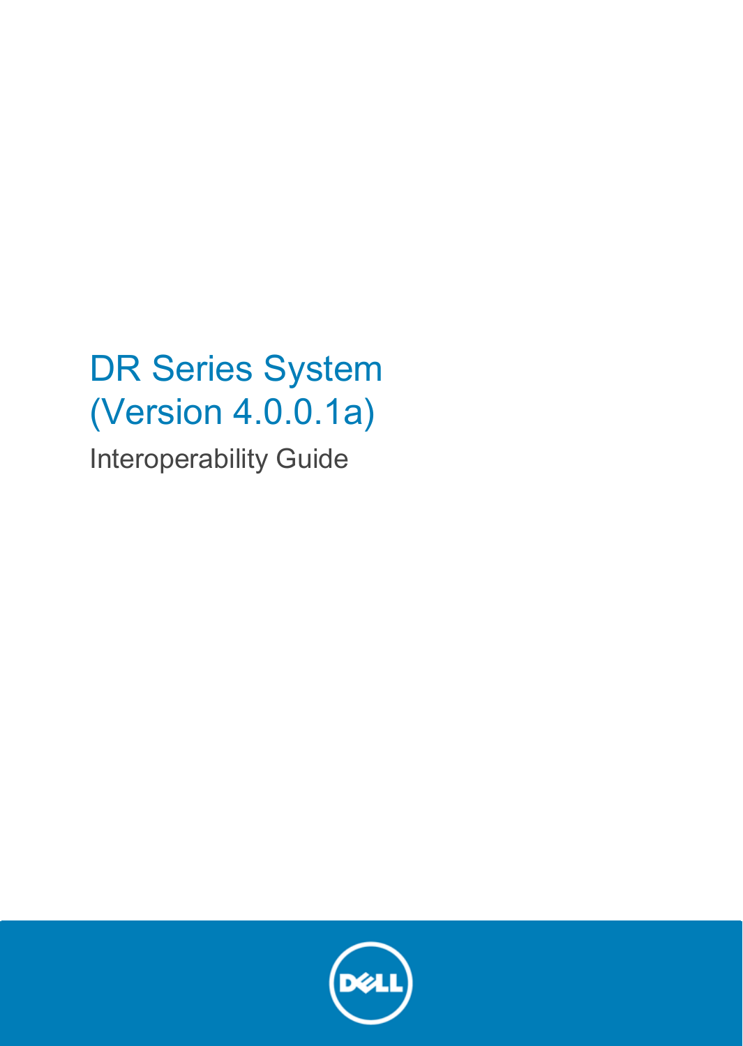# DR Series System (Version 4.0.0.1a)

Interoperability Guide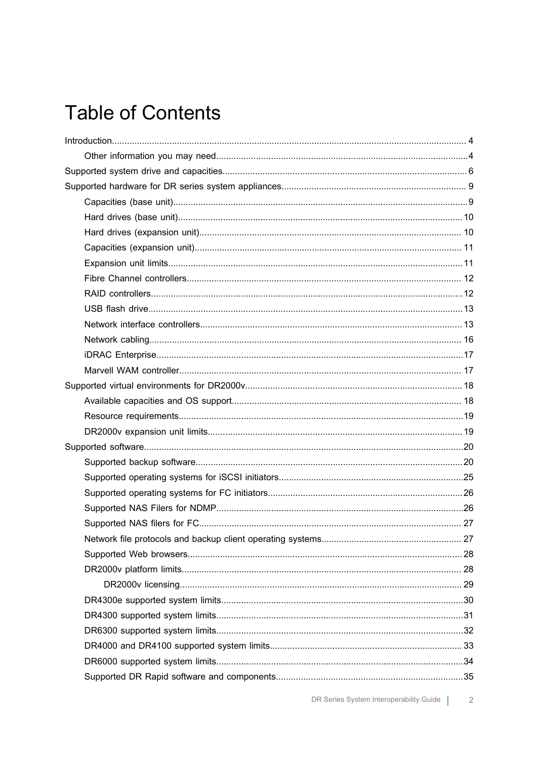# Table of Contents

- Introduction........................................................................................................................................ 4
    - Other information you may need................................................................................................4
- Supported system drive and capacities................................................................................................ 6
- Supported hardware for DR series system appliances......................................................................... 9
    - Capacities (base unit)....................................................................................................................9
    - Hard drives (base unit)................................................................................................................10
    - Hard drives (expansion unit)....................................................................................................... 10
    - Capacities (expansion unit)......................................................................................................... 11
    - Expansion unit limits....................................................................................................................11
    - Fibre Channel controllers............................................................................................................ 12
    - RAID controllers...........................................................................................................................12
    - USB flash drive............................................................................................................................13
    - Network interface controllers....................................................................................................... 13
    - Network cabling.......................................................................................................................... 16
    - iDRAC Enterprise........................................................................................................................17
    - Marvell WAM controller............................................................................................................... 17
- Supported virtual environments for DR2000v...................................................................................... 18
    - Available capacities and OS support.......................................................................................... 18
    - Resource requirements................................................................................................................19
    - DR2000v expansion unit limits.................................................................................................... 19
- Supported software..............................................................................................................................20
    - Supported backup software.........................................................................................................20
    - Supported operating systems for iSCSI initiators.........................................................................25
    - Supported operating systems for FC initiators.............................................................................26
    - Supported NAS Filers for NDMP..................................................................................................26
    - Supported NAS filers for FC....................................................................................................... 27
    - Network file protocols and backup client operating systems....................................................... 27
    - Supported Web browsers............................................................................................................ 28
    - DR2000v platform limits.............................................................................................................. 28
        - DR2000v licensing................................................................................................................ 29
    - DR4300e supported system limits................................................................................................30
    - DR4300 supported system limits.................................................................................................31
    - DR6300 supported system limits.................................................................................................32
    - DR4000 and DR4100 supported system limits............................................................................ 33
    - DR6000 supported system limits.................................................................................................34
    - Supported DR Rapid software and components..........................................................................35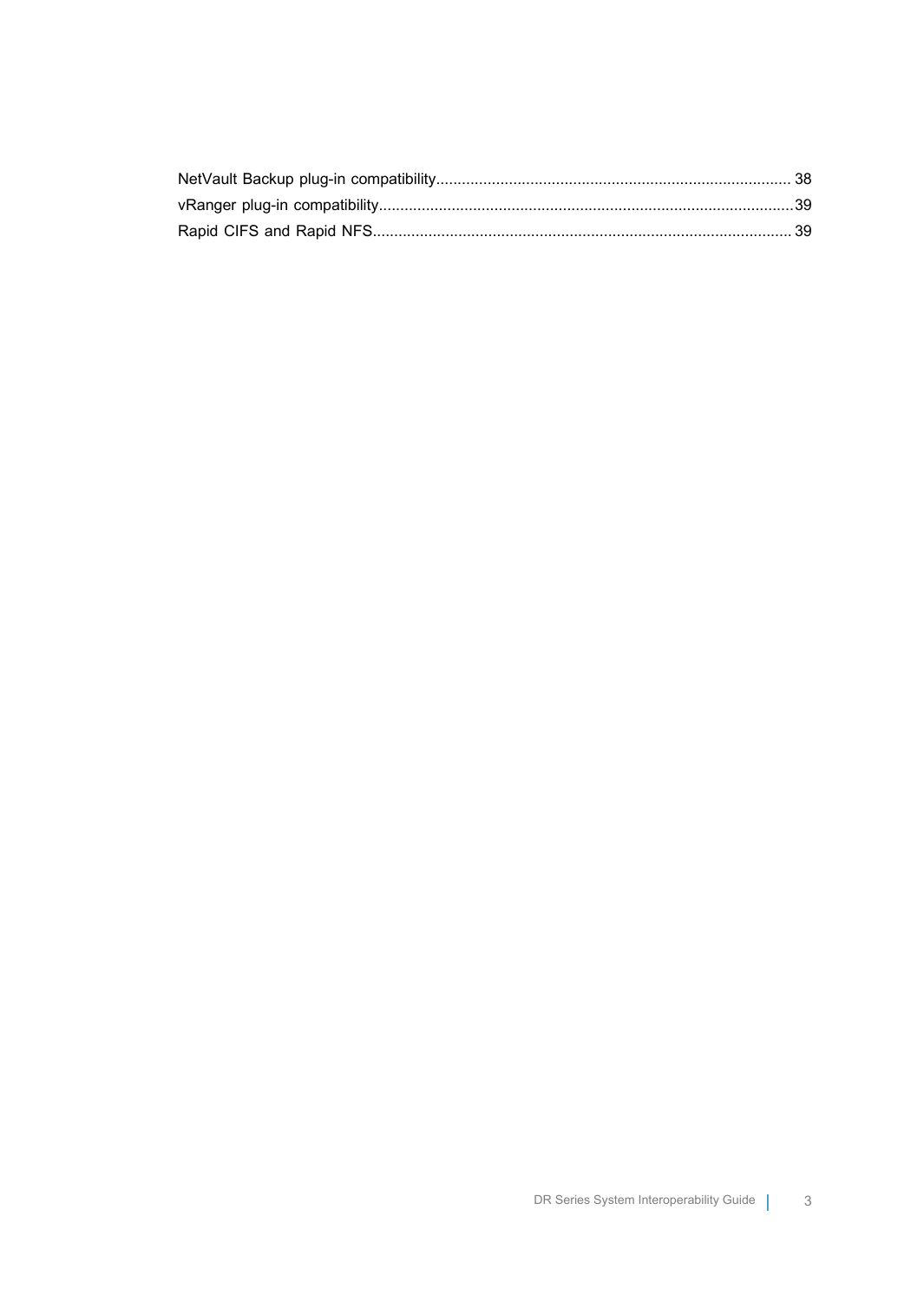NetVault Backup plug-in compatibility ........................................................................ 38
vRanger plug-in compatibility ........................................................................ 39
Rapid CIFS and Rapid NFS ........................................................................ 39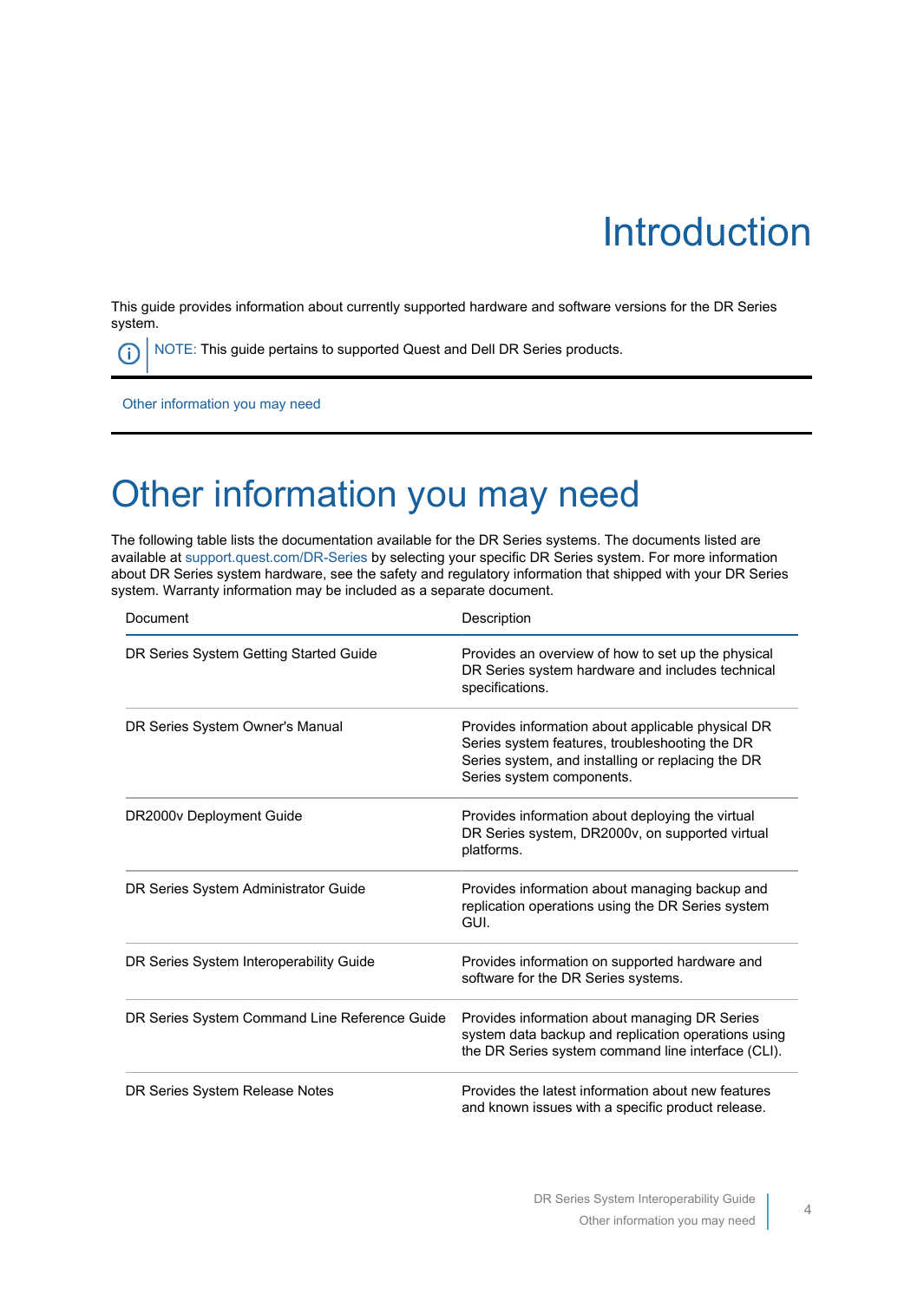# Introduction

This guide provides information about currently supported hardware and software versions for the DR Series system.

NOTE: This guide pertains to supported Quest and Dell DR Series products.

Other information you may need

# Other information you may need

The following table lists the documentation available for the DR Series systems. The documents listed are available at support.quest.com/DR-Series by selecting your specific DR Series system. For more information about DR Series system hardware, see the safety and regulatory information that shipped with your DR Series system. Warranty information may be included as a separate document.

| Document | Description |
|---|---|
| DR Series System Getting Started Guide | Provides an overview of how to set up the physical DR Series system hardware and includes technical specifications. |
| DR Series System Owner's Manual | Provides information about applicable physical DR Series system features, troubleshooting the DR Series system, and installing or replacing the DR Series system components. |
| DR2000v Deployment Guide | Provides information about deploying the virtual DR Series system, DR2000v, on supported virtual platforms. |
| DR Series System Administrator Guide | Provides information about managing backup and replication operations using the DR Series system GUI. |
| DR Series System Interoperability Guide | Provides information on supported hardware and software for the DR Series systems. |
| DR Series System Command Line Reference Guide | Provides information about managing DR Series system data backup and replication operations using the DR Series system command line interface (CLI). |
| DR Series System Release Notes | Provides the latest information about new features and known issues with a specific product release. |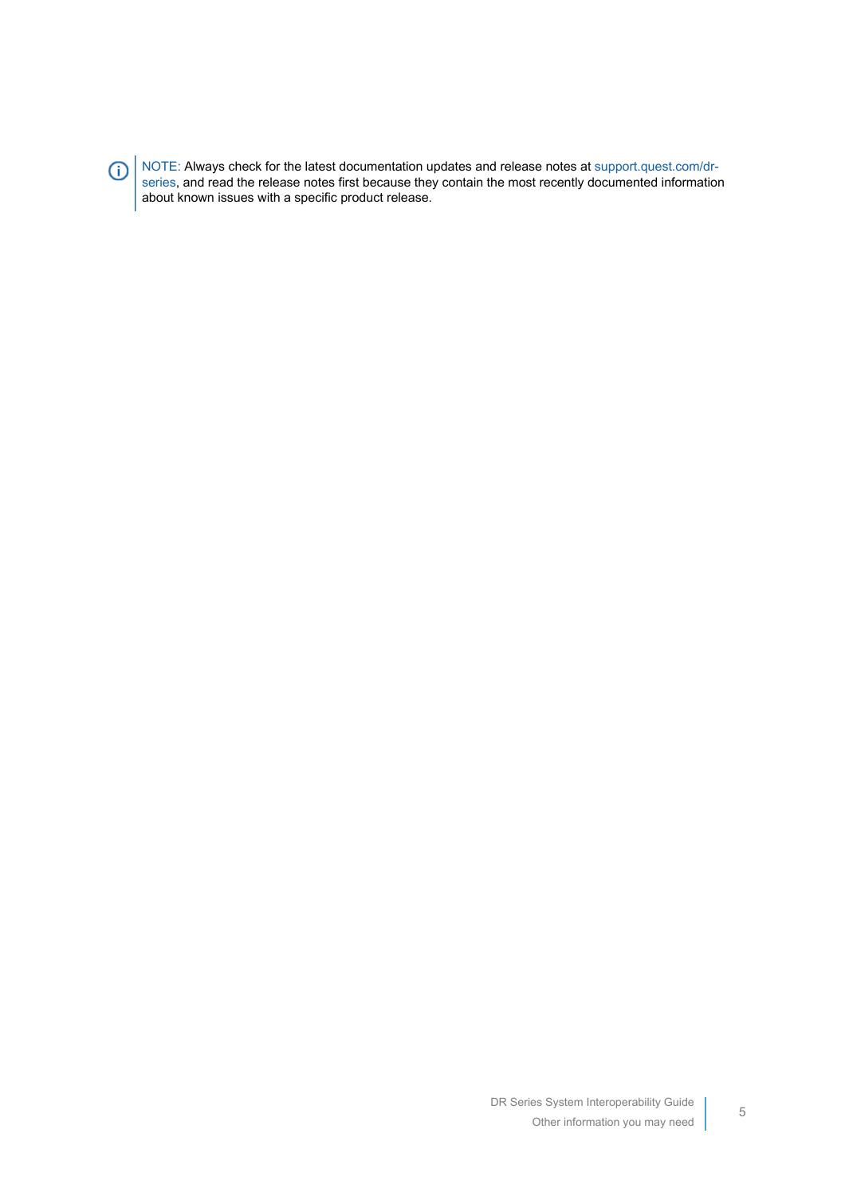NOTE: Always check for the latest documentation updates and release notes at support.quest.com/dr-series, and read the release notes first because they contain the most recently documented information about known issues with a specific product release.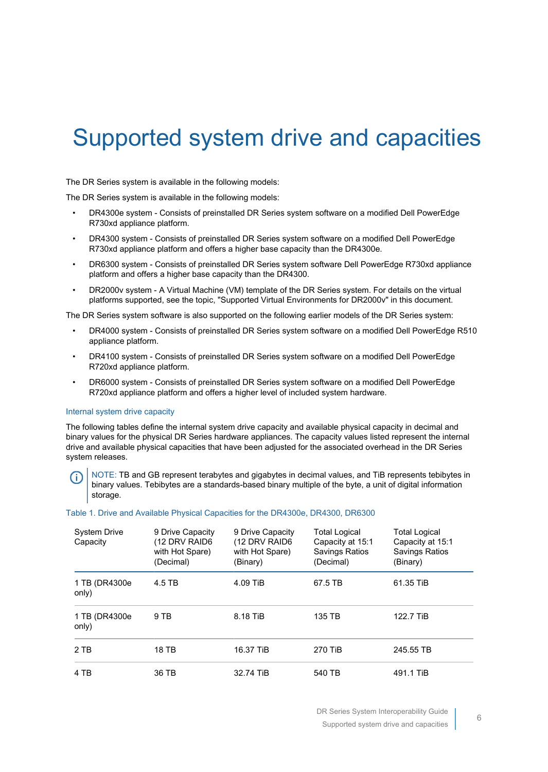# Supported system drive and capacities

The DR Series system is available in the following models:

The DR Series system is available in the following models:

- DR4300e system - Consists of preinstalled DR Series system software on a modified Dell PowerEdge R730xd appliance platform.
- DR4300 system - Consists of preinstalled DR Series system software on a modified Dell PowerEdge R730xd appliance platform and offers a higher base capacity than the DR4300e.
- DR6300 system - Consists of preinstalled DR Series system software Dell PowerEdge R730xd appliance platform and offers a higher base capacity than the DR4300.
- DR2000v system - A Virtual Machine (VM) template of the DR Series system. For details on the virtual platforms supported, see the topic, "Supported Virtual Environments for DR2000v" in this document.

The DR Series system software is also supported on the following earlier models of the DR Series system:

- DR4000 system - Consists of preinstalled DR Series system software on a modified Dell PowerEdge R510 appliance platform.
- DR4100 system - Consists of preinstalled DR Series system software on a modified Dell PowerEdge R720xd appliance platform.
- DR6000 system - Consists of preinstalled DR Series system software on a modified Dell PowerEdge R720xd appliance platform and offers a higher level of included system hardware.

## Internal system drive capacity

The following tables define the internal system drive capacity and available physical capacity in decimal and binary values for the physical DR Series hardware appliances. The capacity values listed represent the internal drive and available physical capacities that have been adjusted for the associated overhead in the DR Series system releases.

NOTE: TB and GB represent terabytes and gigabytes in decimal values, and TiB represents tebibytes in binary values. Tebibytes are a standards-based binary multiple of the byte, a unit of digital information storage.

Table 1. Drive and Available Physical Capacities for the DR4300e, DR4300, DR6300

| System Drive Capacity | 9 Drive Capacity (12 DRV RAID6 with Hot Spare) (Decimal) | 9 Drive Capacity (12 DRV RAID6 with Hot Spare) (Binary) | Total Logical Capacity at 15:1 Savings Ratios (Decimal) | Total Logical Capacity at 15:1 Savings Ratios (Binary) |
|---|---|---|---|---|
| 1 TB (DR4300e only) | 4.5 TB | 4.09 TiB | 67.5 TB | 61.35 TiB |
| 1 TB (DR4300e only) | 9 TB | 8.18 TiB | 135 TB | 122.7 TiB |
| 2 TB | 18 TB | 16.37 TiB | 270 TiB | 245.55 TB |
| 4 TB | 36 TB | 32.74 TiB | 540 TB | 491.1 TiB |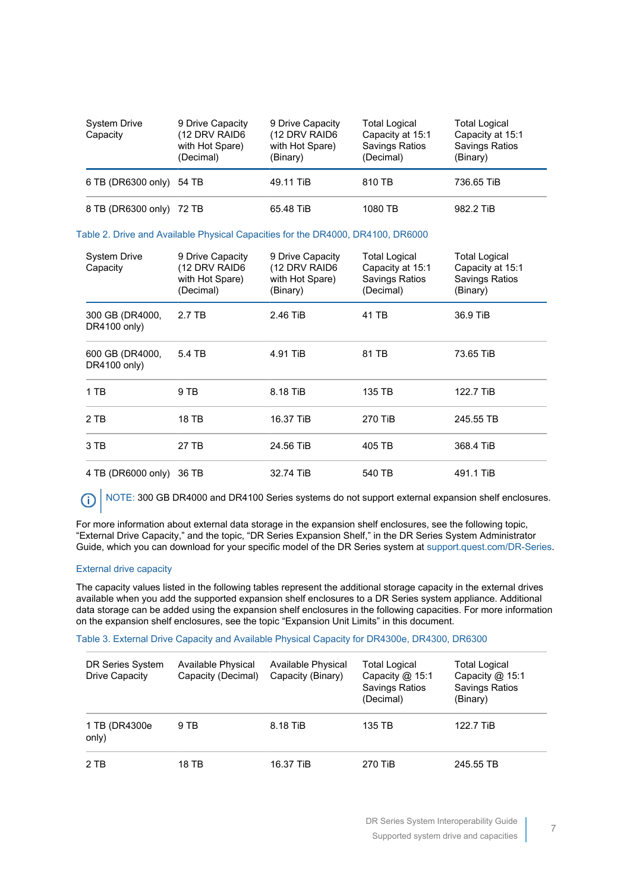| System Drive Capacity | 9 Drive Capacity (12 DRV RAID6 with Hot Spare) (Decimal) | 9 Drive Capacity (12 DRV RAID6 with Hot Spare) (Binary) | Total Logical Capacity at 15:1 Savings Ratios (Decimal) | Total Logical Capacity at 15:1 Savings Ratios (Binary) |
| --- | --- | --- | --- | --- |
| 6 TB (DR6300 only) | 54 TB | 49.11 TiB | 810 TB | 736.65 TiB |
| 8 TB (DR6300 only) | 72 TB | 65.48 TiB | 1080 TB | 982.2 TiB |

Table 2. Drive and Available Physical Capacities for the DR4000, DR4100, DR6000

| System Drive Capacity | 9 Drive Capacity (12 DRV RAID6 with Hot Spare) (Decimal) | 9 Drive Capacity (12 DRV RAID6 with Hot Spare) (Binary) | Total Logical Capacity at 15:1 Savings Ratios (Decimal) | Total Logical Capacity at 15:1 Savings Ratios (Binary) |
| --- | --- | --- | --- | --- |
| 300 GB (DR4000, DR4100 only) | 2.7 TB | 2.46 TiB | 41 TB | 36.9 TiB |
| 600 GB (DR4000, DR4100 only) | 5.4 TB | 4.91 TiB | 81 TB | 73.65 TiB |
| 1 TB | 9 TB | 8.18 TiB | 135 TB | 122.7 TiB |
| 2 TB | 18 TB | 16.37 TiB | 270 TiB | 245.55 TB |
| 3 TB | 27 TB | 24.56 TiB | 405 TB | 368.4 TiB |
| 4 TB (DR6000 only) | 36 TB | 32.74 TiB | 540 TB | 491.1 TiB |

NOTE: 300 GB DR4000 and DR4100 Series systems do not support external expansion shelf enclosures.

For more information about external data storage in the expansion shelf enclosures, see the following topic, “External Drive Capacity,” and the topic, “DR Series Expansion Shelf,” in the DR Series System Administrator Guide, which you can download for your specific model of the DR Series system at support.quest.com/DR-Series.

### External drive capacity

The capacity values listed in the following tables represent the additional storage capacity in the external drives available when you add the supported expansion shelf enclosures to a DR Series system appliance. Additional data storage can be added using the expansion shelf enclosures in the following capacities. For more information on the expansion shelf enclosures, see the topic “Expansion Unit Limits” in this document.

Table 3. External Drive Capacity and Available Physical Capacity for DR4300e, DR4300, DR6300

| DR Series System Drive Capacity | Available Physical Capacity (Decimal) | Available Physical Capacity (Binary) | Total Logical Capacity @ 15:1 Savings Ratios (Decimal) | Total Logical Capacity @ 15:1 Savings Ratios (Binary) |
| --- | --- | --- | --- | --- |
| 1 TB (DR4300e only) | 9 TB | 8.18 TiB | 135 TB | 122.7 TiB |
| 2 TB | 18 TB | 16.37 TiB | 270 TiB | 245.55 TB |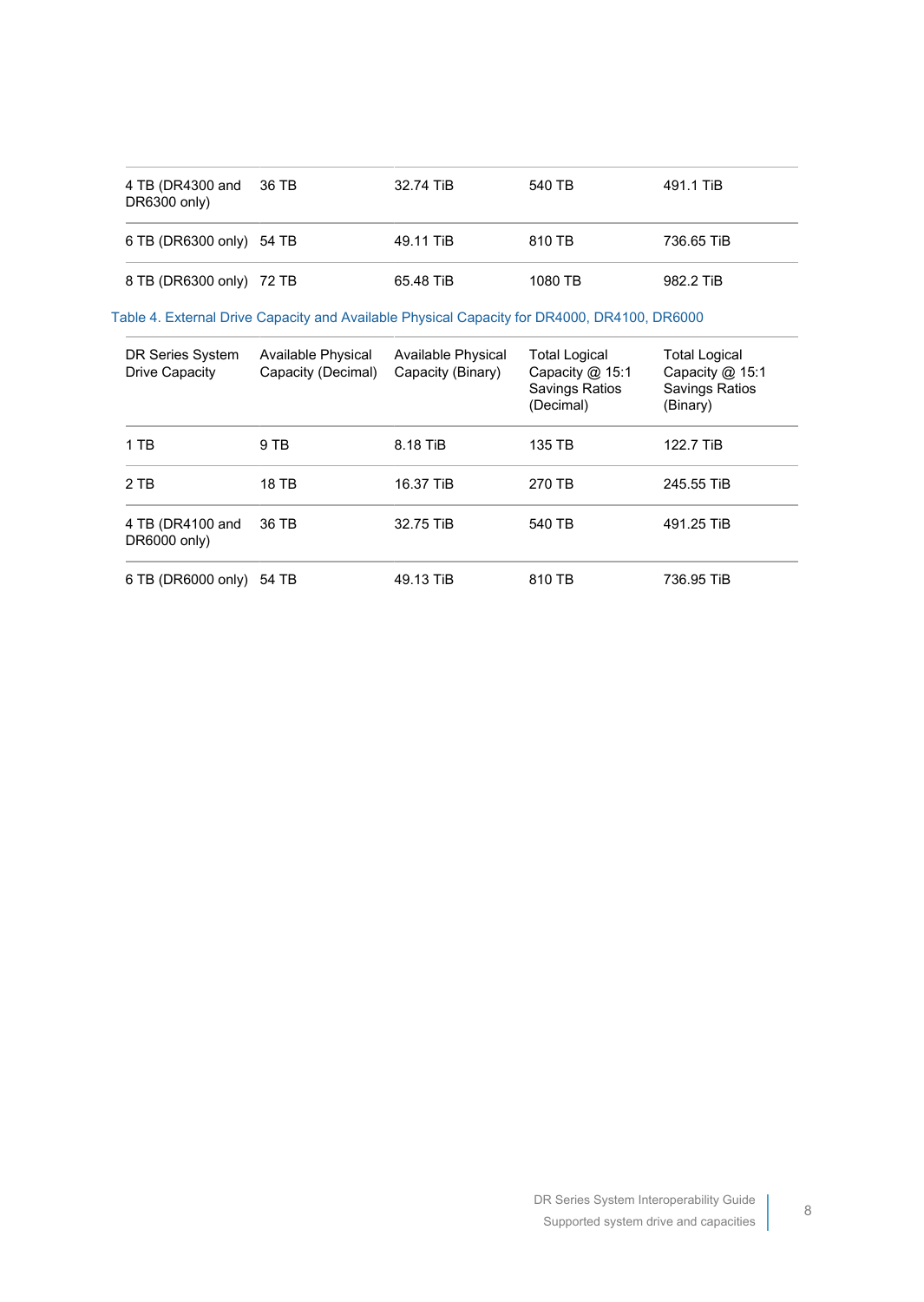| | | | | |
|---|---|---|---|---|
| 4 TB (DR4300 and DR6300 only) | 36 TB | 32.74 TiB | 540 TB | 491.1 TiB |
| 6 TB (DR6300 only) | 54 TB | 49.11 TiB | 810 TB | 736.65 TiB |
| 8 TB (DR6300 only) | 72 TB | 65.48 TiB | 1080 TB | 982.2 TiB |

Table 4. External Drive Capacity and Available Physical Capacity for DR4000, DR4100, DR6000

| DR Series System Drive Capacity | Available Physical Capacity (Decimal) | Available Physical Capacity (Binary) | Total Logical Capacity @ 15:1 Savings Ratios (Decimal) | Total Logical Capacity @ 15:1 Savings Ratios (Binary) |
|---|---|---|---|---|
| 1 TB | 9 TB | 8.18 TiB | 135 TB | 122.7 TiB |
| 2 TB | 18 TB | 16.37 TiB | 270 TB | 245.55 TiB |
| 4 TB (DR4100 and DR6000 only) | 36 TB | 32.75 TiB | 540 TB | 491.25 TiB |
| 6 TB (DR6000 only) | 54 TB | 49.13 TiB | 810 TB | 736.95 TiB |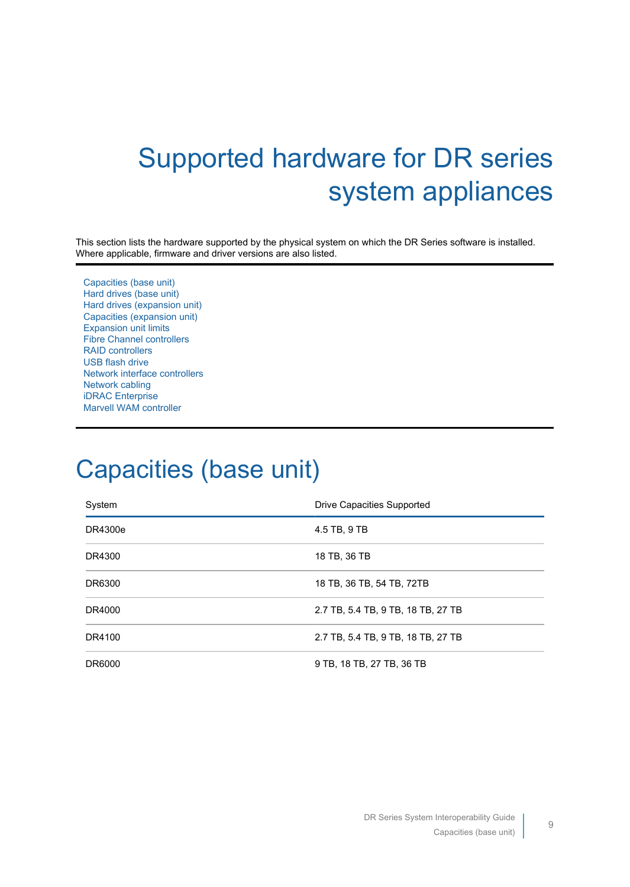# Supported hardware for DR series system appliances

This section lists the hardware supported by the physical system on which the DR Series software is installed. Where applicable, firmware and driver versions are also listed.

- Capacities (base unit)
- Hard drives (base unit)
- Hard drives (expansion unit)
- Capacities (expansion unit)
- Expansion unit limits
- Fibre Channel controllers
- RAID controllers
- USB flash drive
- Network interface controllers
- Network cabling
- iDRAC Enterprise
- Marvell WAM controller

## Capacities (base unit)

| System | Drive Capacities Supported |
|---|---|
| DR4300e | 4.5 TB, 9 TB |
| DR4300 | 18 TB, 36 TB |
| DR6300 | 18 TB, 36 TB, 54 TB, 72TB |
| DR4000 | 2.7 TB, 5.4 TB, 9 TB, 18 TB, 27 TB |
| DR4100 | 2.7 TB, 5.4 TB, 9 TB, 18 TB, 27 TB |
| DR6000 | 9 TB, 18 TB, 27 TB, 36 TB |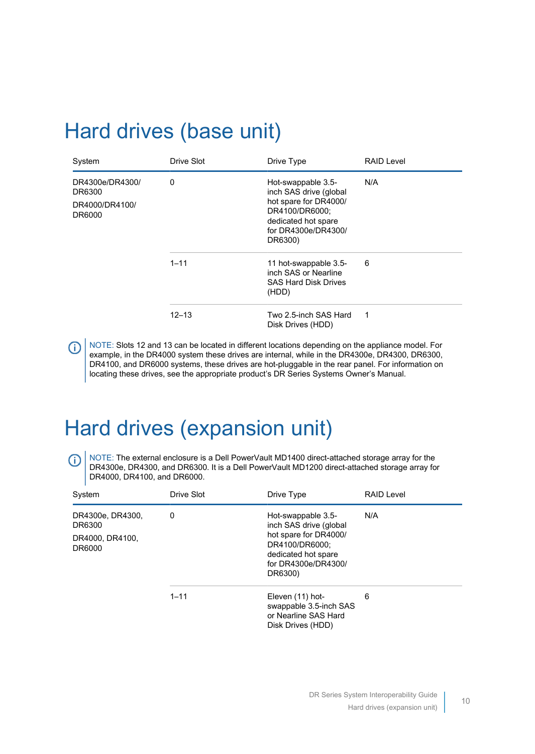# Hard drives (base unit)

| System | Drive Slot | Drive Type | RAID Level |
|---|---|---|---|
| DR4300e/DR4300/ DR6300<br>DR4000/DR4100/ DR6000 | 0 | Hot-swappable 3.5-inch SAS drive (global hot spare for DR4000/ DR4100/DR6000; dedicated hot spare for DR4300e/DR4300/ DR6300) | N/A |
| | 1–11 | 11 hot-swappable 3.5-inch SAS or Nearline SAS Hard Disk Drives (HDD) | 6 |
| | 12–13 | Two 2.5-inch SAS Hard Disk Drives (HDD) | 1 |

NOTE: Slots 12 and 13 can be located in different locations depending on the appliance model. For example, in the DR4000 system these drives are internal, while in the DR4300e, DR4300, DR6300, DR4100, and DR6000 systems, these drives are hot-pluggable in the rear panel. For information on locating these drives, see the appropriate product's DR Series Systems Owner's Manual.

# Hard drives (expansion unit)

NOTE: The external enclosure is a Dell PowerVault MD1400 direct-attached storage array for the DR4300e, DR4300, and DR6300. It is a Dell PowerVault MD1200 direct-attached storage array for DR4000, DR4100, and DR6000.

| System | Drive Slot | Drive Type | RAID Level |
|---|---|---|---|
| DR4300e, DR4300, DR6300<br>DR4000, DR4100, DR6000 | 0 | Hot-swappable 3.5-inch SAS drive (global hot spare for DR4000/ DR4100/DR6000; dedicated hot spare for DR4300e/DR4300/ DR6300) | N/A |
| | 1–11 | Eleven (11) hot-swappable 3.5-inch SAS or Nearline SAS Hard Disk Drives (HDD) | 6 |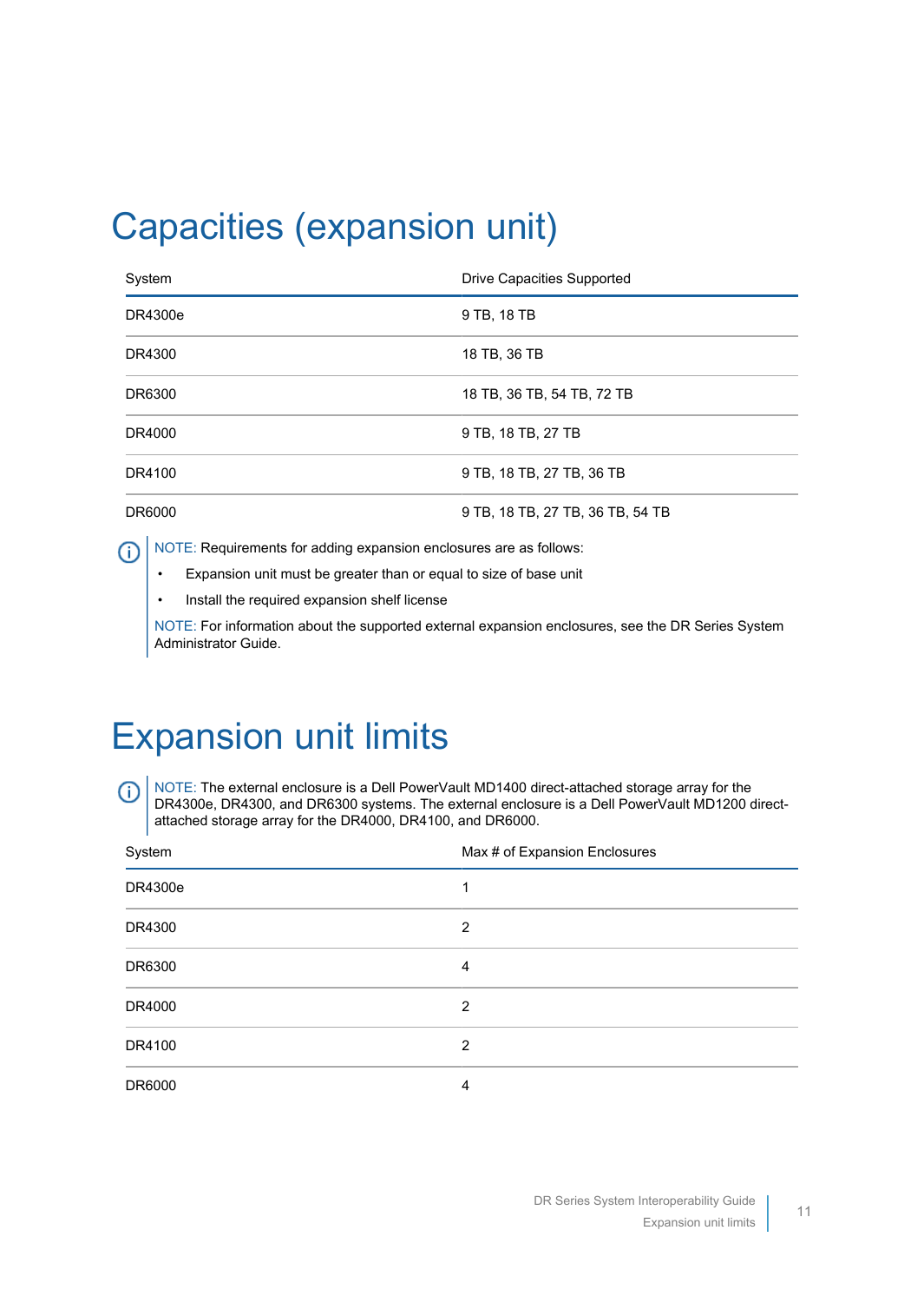# Capacities (expansion unit)

| System | Drive Capacities Supported |
| --- | --- |
| DR4300e | 9 TB, 18 TB |
| DR4300 | 18 TB, 36 TB |
| DR6300 | 18 TB, 36 TB, 54 TB, 72 TB |
| DR4000 | 9 TB, 18 TB, 27 TB |
| DR4100 | 9 TB, 18 TB, 27 TB, 36 TB |
| DR6000 | 9 TB, 18 TB, 27 TB, 36 TB, 54 TB |

NOTE: Requirements for adding expansion enclosures are as follows:

- Expansion unit must be greater than or equal to size of base unit
- Install the required expansion shelf license

NOTE: For information about the supported external expansion enclosures, see the DR Series System Administrator Guide.

# Expansion unit limits

NOTE: The external enclosure is a Dell PowerVault MD1400 direct-attached storage array for the DR4300e, DR4300, and DR6300 systems. The external enclosure is a Dell PowerVault MD1200 direct-attached storage array for the DR4000, DR4100, and DR6000.

| System | Max # of Expansion Enclosures |
| --- | --- |
| DR4300e | 1 |
| DR4300 | 2 |
| DR6300 | 4 |
| DR4000 | 2 |
| DR4100 | 2 |
| DR6000 | 4 |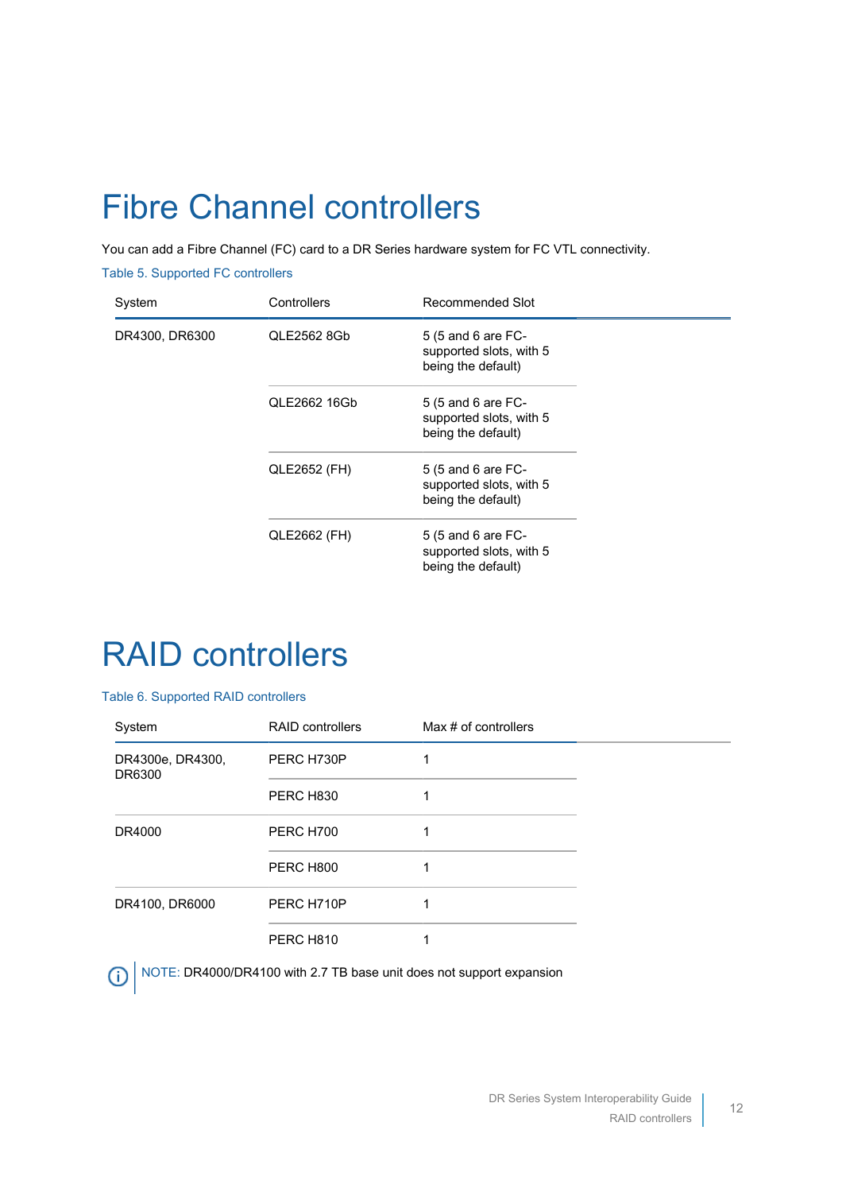# Fibre Channel controllers

You can add a Fibre Channel (FC) card to a DR Series hardware system for FC VTL connectivity.

Table 5. Supported FC controllers

| System | Controllers | Recommended Slot |
| --- | --- | --- |
| DR4300, DR6300 | QLE2562 8Gb | 5 (5 and 6 are FC-supported slots, with 5 being the default) |
| | QLE2662 16Gb | 5 (5 and 6 are FC-supported slots, with 5 being the default) |
| | QLE2652 (FH) | 5 (5 and 6 are FC-supported slots, with 5 being the default) |
| | QLE2662 (FH) | 5 (5 and 6 are FC-supported slots, with 5 being the default) |

# RAID controllers

Table 6. Supported RAID controllers

| System | RAID controllers | Max # of controllers |
| --- | --- | --- |
| DR4300e, DR4300, DR6300 | PERC H730P | 1 |
| | PERC H830 | 1 |
| DR4000 | PERC H700 | 1 |
| | PERC H800 | 1 |
| DR4100, DR6000 | PERC H710P | 1 |
| | PERC H810 | 1 |

NOTE: DR4000/DR4100 with 2.7 TB base unit does not support expansion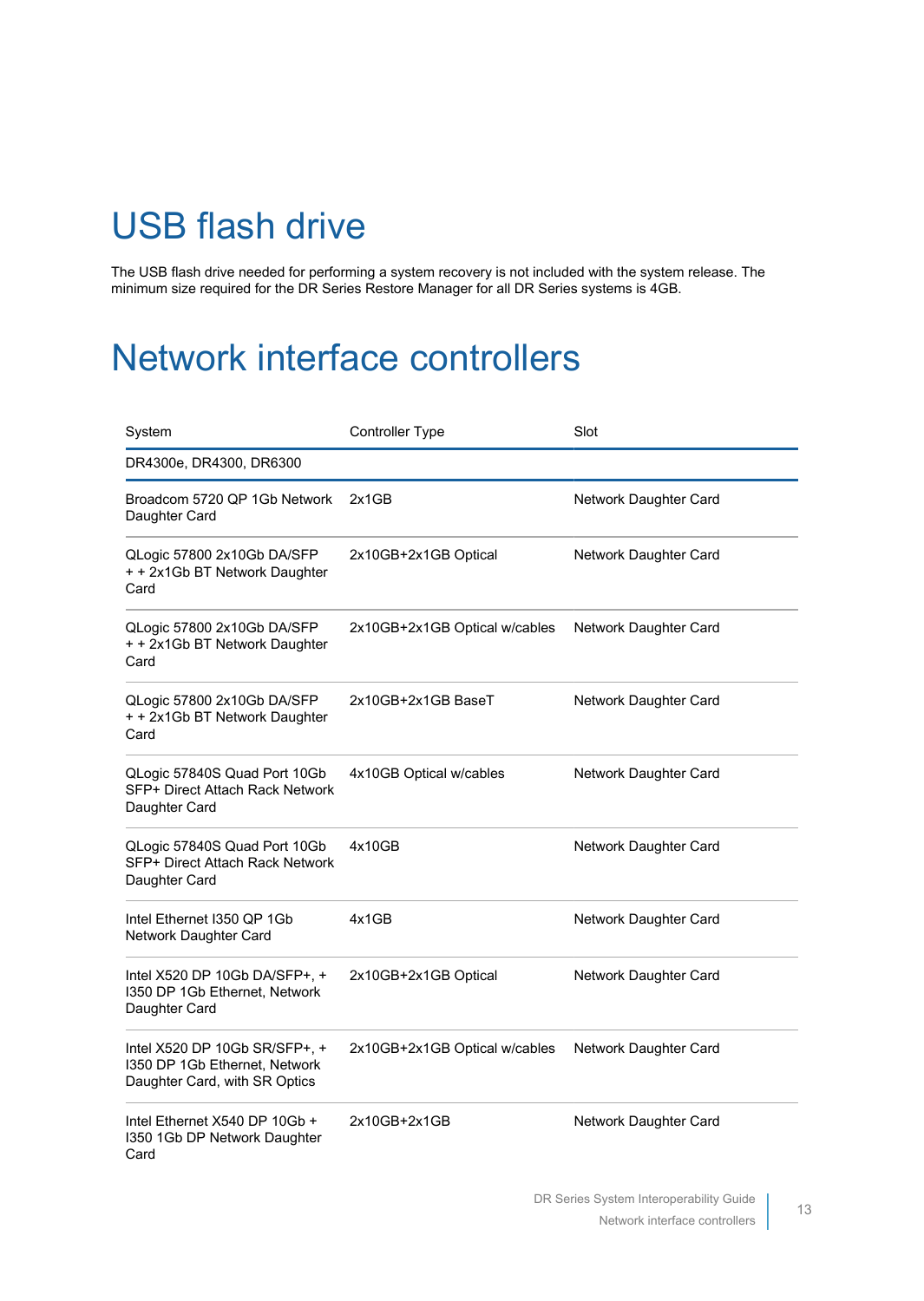# USB flash drive

The USB flash drive needed for performing a system recovery is not included with the system release. The minimum size required for the DR Series Restore Manager for all DR Series systems is 4GB.

# Network interface controllers

| System | Controller Type | Slot |
|---|---|---|
| DR4300e, DR4300, DR6300 | | |
| Broadcom 5720 QP 1Gb Network Daughter Card | 2x1GB | Network Daughter Card |
| QLogic 57800 2x10Gb DA/SFP + + 2x1Gb BT Network Daughter Card | 2x10GB+2x1GB Optical | Network Daughter Card |
| QLogic 57800 2x10Gb DA/SFP + + 2x1Gb BT Network Daughter Card | 2x10GB+2x1GB Optical w/cables | Network Daughter Card |
| QLogic 57800 2x10Gb DA/SFP + + 2x1Gb BT Network Daughter Card | 2x10GB+2x1GB BaseT | Network Daughter Card |
| QLogic 57840S Quad Port 10Gb SFP+ Direct Attach Rack Network Daughter Card | 4x10GB Optical w/cables | Network Daughter Card |
| QLogic 57840S Quad Port 10Gb SFP+ Direct Attach Rack Network Daughter Card | 4x10GB | Network Daughter Card |
| Intel Ethernet I350 QP 1Gb Network Daughter Card | 4x1GB | Network Daughter Card |
| Intel X520 DP 10Gb DA/SFP+, + I350 DP 1Gb Ethernet, Network Daughter Card | 2x10GB+2x1GB Optical | Network Daughter Card |
| Intel X520 DP 10Gb SR/SFP+, + I350 DP 1Gb Ethernet, Network Daughter Card, with SR Optics | 2x10GB+2x1GB Optical w/cables | Network Daughter Card |
| Intel Ethernet X540 DP 10Gb + I350 1Gb DP Network Daughter Card | 2x10GB+2x1GB | Network Daughter Card |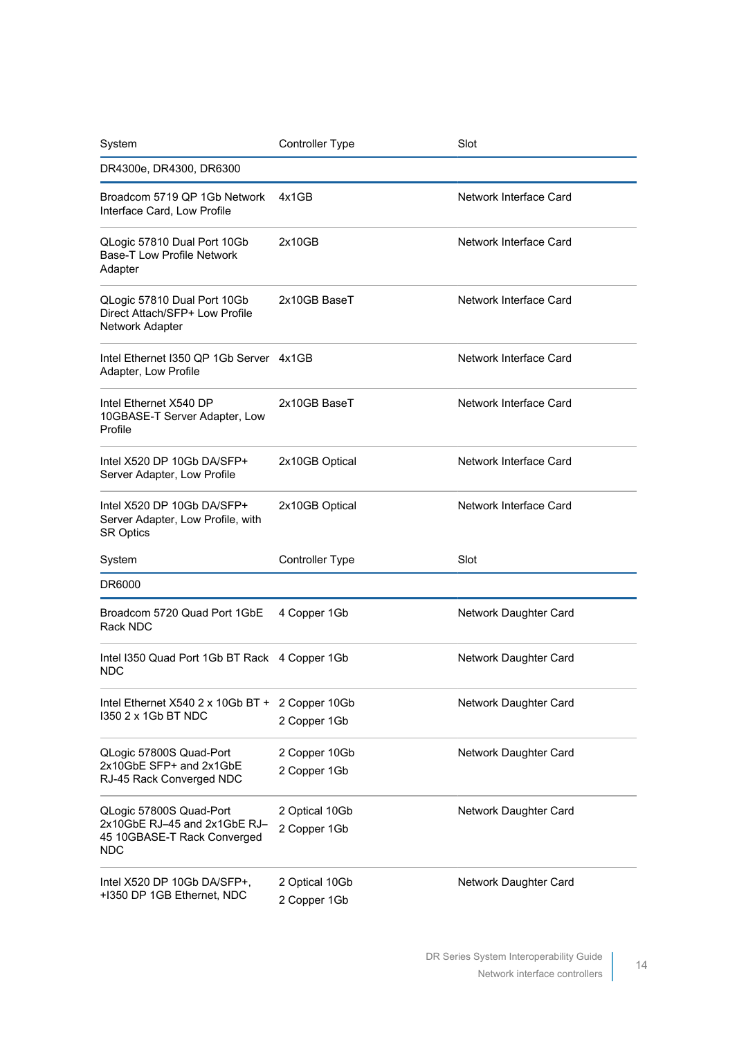| System | Controller Type | Slot |
| --- | --- | --- |
| DR4300e, DR4300, DR6300 | | |
| Broadcom 5719 QP 1Gb Network Interface Card, Low Profile | 4x1GB | Network Interface Card |
| QLogic 57810 Dual Port 10Gb Base-T Low Profile Network Adapter | 2x10GB | Network Interface Card |
| QLogic 57810 Dual Port 10Gb Direct Attach/SFP+ Low Profile Network Adapter | 2x10GB BaseT | Network Interface Card |
| Intel Ethernet I350 QP 1Gb Server Adapter, Low Profile | 4x1GB | Network Interface Card |
| Intel Ethernet X540 DP 10GBASE-T Server Adapter, Low Profile | 2x10GB BaseT | Network Interface Card |
| Intel X520 DP 10Gb DA/SFP+ Server Adapter, Low Profile | 2x10GB Optical | Network Interface Card |
| Intel X520 DP 10Gb DA/SFP+ Server Adapter, Low Profile, with SR Optics | 2x10GB Optical | Network Interface Card |

| System | Controller Type | Slot |
| --- | --- | --- |
| DR6000 | | |
| Broadcom 5720 Quad Port 1GbE Rack NDC | 4 Copper 1Gb | Network Daughter Card |
| Intel I350 Quad Port 1Gb BT Rack NDC | 4 Copper 1Gb | Network Daughter Card |
| Intel Ethernet X540 2 x 10Gb BT + I350 2 x 1Gb BT NDC | 2 Copper 10Gb<br>2 Copper 1Gb | Network Daughter Card |
| QLogic 57800S Quad-Port 2x10GbE SFP+ and 2x1GbE RJ-45 Rack Converged NDC | 2 Copper 10Gb<br>2 Copper 1Gb | Network Daughter Card |
| QLogic 57800S Quad-Port 2x10GbE RJ–45 and 2x1GbE RJ–45 10GBASE-T Rack Converged NDC | 2 Optical 10Gb<br>2 Copper 1Gb | Network Daughter Card |
| Intel X520 DP 10Gb DA/SFP+, +I350 DP 1GB Ethernet, NDC | 2 Optical 10Gb<br>2 Copper 1Gb | Network Daughter Card |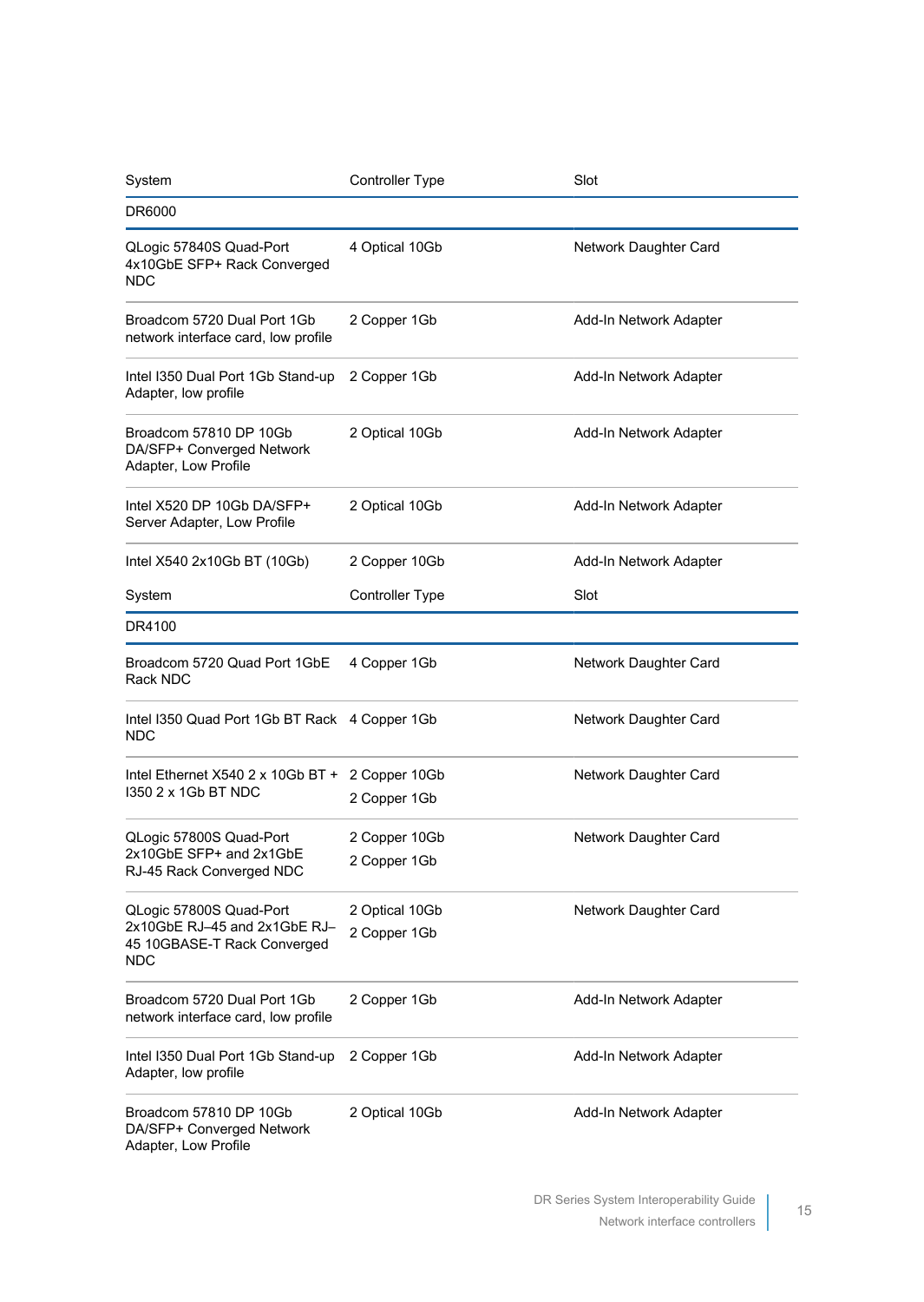| System | Controller Type | Slot |
| --- | --- | --- |
| DR6000 | | |
| QLogic 57840S Quad-Port 4x10GbE SFP+ Rack Converged NDC | 4 Optical 10Gb | Network Daughter Card |
| Broadcom 5720 Dual Port 1Gb network interface card, low profile | 2 Copper 1Gb | Add-In Network Adapter |
| Intel I350 Dual Port 1Gb Stand-up Adapter, low profile | 2 Copper 1Gb | Add-In Network Adapter |
| Broadcom 57810 DP 10Gb DA/SFP+ Converged Network Adapter, Low Profile | 2 Optical 10Gb | Add-In Network Adapter |
| Intel X520 DP 10Gb DA/SFP+ Server Adapter, Low Profile | 2 Optical 10Gb | Add-In Network Adapter |
| Intel X540 2x10Gb BT (10Gb) | 2 Copper 10Gb | Add-In Network Adapter |

| System | Controller Type | Slot |
| --- | --- | --- |
| DR4100 | | |
| Broadcom 5720 Quad Port 1GbE Rack NDC | 4 Copper 1Gb | Network Daughter Card |
| Intel I350 Quad Port 1Gb BT Rack NDC | 4 Copper 1Gb | Network Daughter Card |
| Intel Ethernet X540 2 x 10Gb BT + I350 2 x 1Gb BT NDC | 2 Copper 10Gb<br>2 Copper 1Gb | Network Daughter Card |
| QLogic 57800S Quad-Port 2x10GbE SFP+ and 2x1GbE RJ-45 Rack Converged NDC | 2 Copper 10Gb<br>2 Copper 1Gb | Network Daughter Card |
| QLogic 57800S Quad-Port 2x10GbE RJ–45 and 2x1GbE RJ–45 10GBASE-T Rack Converged NDC | 2 Optical 10Gb<br>2 Copper 1Gb | Network Daughter Card |
| Broadcom 5720 Dual Port 1Gb network interface card, low profile | 2 Copper 1Gb | Add-In Network Adapter |
| Intel I350 Dual Port 1Gb Stand-up Adapter, low profile | 2 Copper 1Gb | Add-In Network Adapter |
| Broadcom 57810 DP 10Gb DA/SFP+ Converged Network Adapter, Low Profile | 2 Optical 10Gb | Add-In Network Adapter |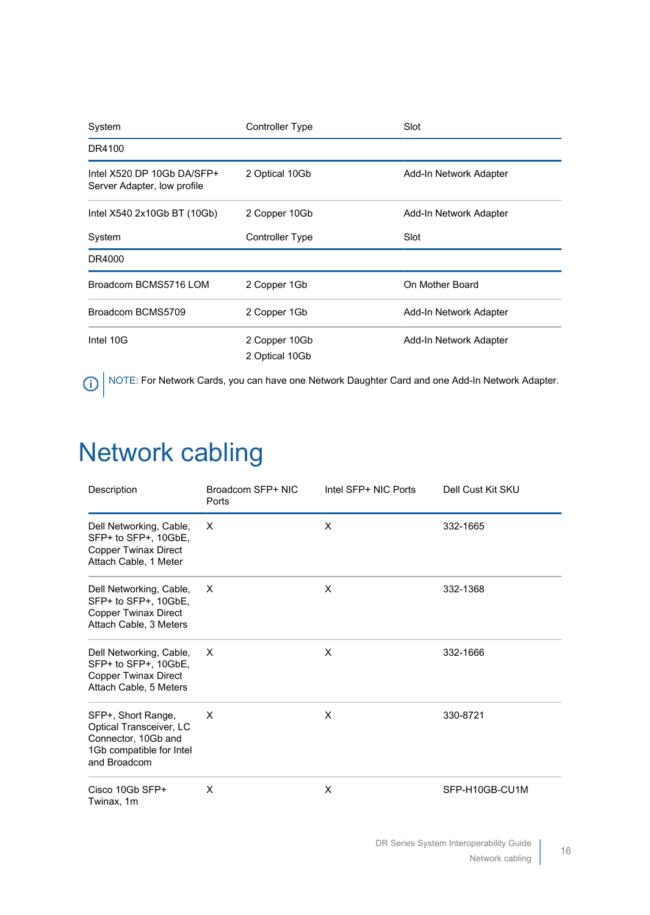| System | Controller Type | Slot |
|---|---|---|
| DR4100 | | |
| Intel X520 DP 10Gb DA/SFP+ Server Adapter, low profile | 2 Optical 10Gb | Add-In Network Adapter |
| Intel X540 2x10Gb BT (10Gb) | 2 Copper 10Gb | Add-In Network Adapter |

| System | Controller Type | Slot |
|---|---|---|
| DR4000 | | |
| Broadcom BCMS5716 LOM | 2 Copper 1Gb | On Mother Board |
| Broadcom BCMS5709 | 2 Copper 1Gb | Add-In Network Adapter |
| Intel 10G | 2 Copper 10Gb<br>2 Optical 10Gb | Add-In Network Adapter |

NOTE: For Network Cards, you can have one Network Daughter Card and one Add-In Network Adapter.

# Network cabling

| Description | Broadcom SFP+ NIC Ports | Intel SFP+ NIC Ports | Dell Cust Kit SKU |
|---|---|---|---|
| Dell Networking, Cable, SFP+ to SFP+, 10GbE, Copper Twinax Direct Attach Cable, 1 Meter | X | X | 332-1665 |
| Dell Networking, Cable, SFP+ to SFP+, 10GbE, Copper Twinax Direct Attach Cable, 3 Meters | X | X | 332-1368 |
| Dell Networking, Cable, SFP+ to SFP+, 10GbE, Copper Twinax Direct Attach Cable, 5 Meters | X | X | 332-1666 |
| SFP+, Short Range, Optical Transceiver, LC Connector, 10Gb and 1Gb compatible for Intel and Broadcom | X | X | 330-8721 |
| Cisco 10Gb SFP+ Twinax, 1m | X | X | SFP-H10GB-CU1M |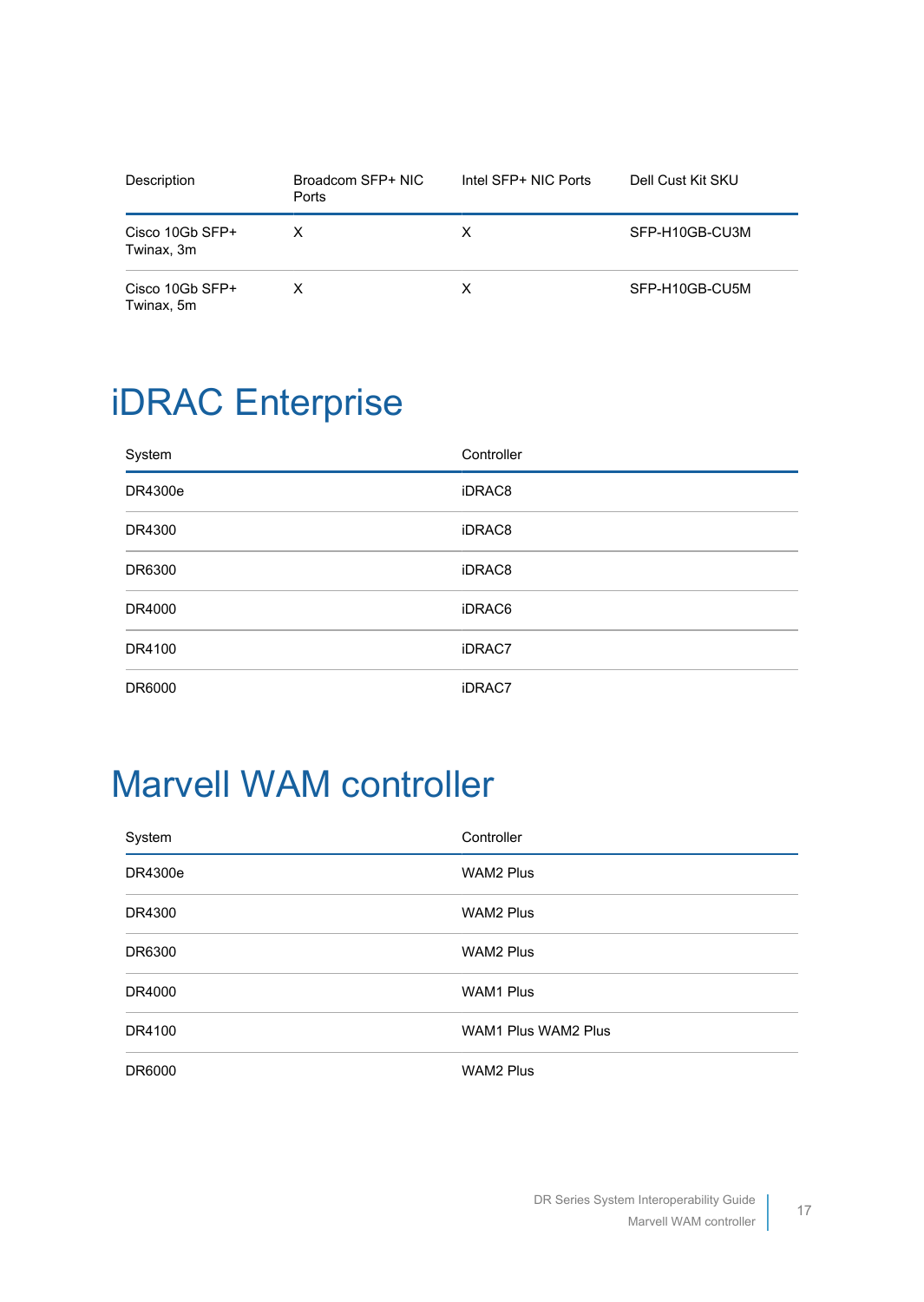| Description | Broadcom SFP+ NIC Ports | Intel SFP+ NIC Ports | Dell Cust Kit SKU |
|---|---|---|---|
| Cisco 10Gb SFP+ Twinax, 3m | X | X | SFP-H10GB-CU3M |
| Cisco 10Gb SFP+ Twinax, 5m | X | X | SFP-H10GB-CU5M |

# iDRAC Enterprise

| System | Controller |
|---|---|
| DR4300e | iDRAC8 |
| DR4300 | iDRAC8 |
| DR6300 | iDRAC8 |
| DR4000 | iDRAC6 |
| DR4100 | iDRAC7 |
| DR6000 | iDRAC7 |

# Marvell WAM controller

| System | Controller |
|---|---|
| DR4300e | WAM2 Plus |
| DR4300 | WAM2 Plus |
| DR6300 | WAM2 Plus |
| DR4000 | WAM1 Plus |
| DR4100 | WAM1 Plus WAM2 Plus |
| DR6000 | WAM2 Plus |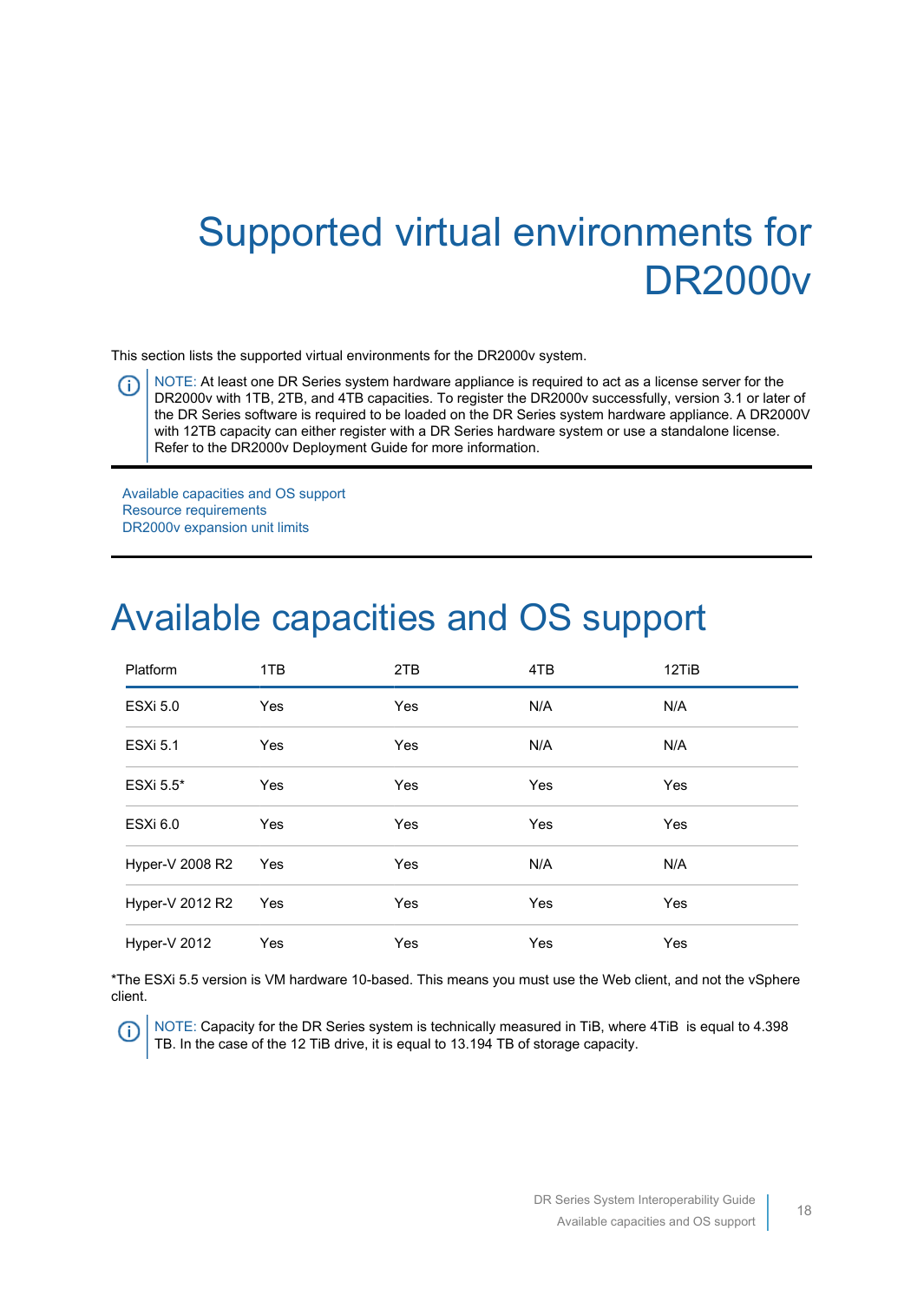# Supported virtual environments for DR2000v

This section lists the supported virtual environments for the DR2000v system.

> NOTE: At least one DR Series system hardware appliance is required to act as a license server for the DR2000v with 1TB, 2TB, and 4TB capacities. To register the DR2000v successfully, version 3.1 or later of the DR Series software is required to be loaded on the DR Series system hardware appliance. A DR2000V with 12TB capacity can either register with a DR Series hardware system or use a standalone license. Refer to the DR2000v Deployment Guide for more information.

- Available capacities and OS support
- Resource requirements
- DR2000v expansion unit limits

## Available capacities and OS support

| Platform | 1TB | 2TB | 4TB | 12TiB |
|---|---|---|---|---|
| ESXi 5.0 | Yes | Yes | N/A | N/A |
| ESXi 5.1 | Yes | Yes | N/A | N/A |
| ESXi 5.5* | Yes | Yes | Yes | Yes |
| ESXi 6.0 | Yes | Yes | Yes | Yes |
| Hyper-V 2008 R2 | Yes | Yes | N/A | N/A |
| Hyper-V 2012 R2 | Yes | Yes | Yes | Yes |
| Hyper-V 2012 | Yes | Yes | Yes | Yes |

*The ESXi 5.5 version is VM hardware 10-based. This means you must use the Web client, and not the vSphere client.

> NOTE: Capacity for the DR Series system is technically measured in TiB, where 4TiB is equal to 4.398 TB. In the case of the 12 TiB drive, it is equal to 13.194 TB of storage capacity.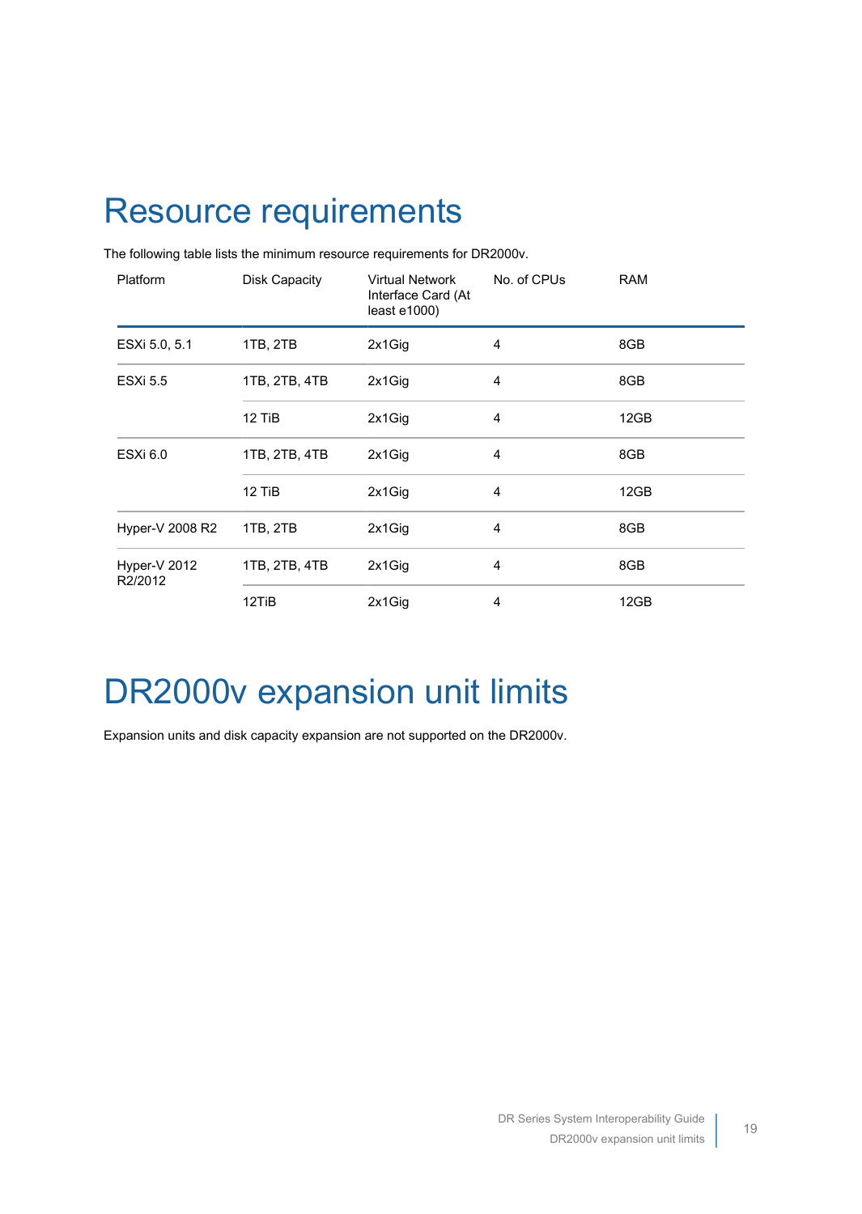# Resource requirements

The following table lists the minimum resource requirements for DR2000v.

| Platform | Disk Capacity | Virtual Network Interface Card (At least e1000) | No. of CPUs | RAM |
|---|---|---|---|---|
| ESXi 5.0, 5.1 | 1TB, 2TB | 2x1Gig | 4 | 8GB |
| ESXi 5.5 | 1TB, 2TB, 4TB | 2x1Gig | 4 | 8GB |
| | 12 TiB | 2x1Gig | 4 | 12GB |
| ESXi 6.0 | 1TB, 2TB, 4TB | 2x1Gig | 4 | 8GB |
| | 12 TiB | 2x1Gig | 4 | 12GB |
| Hyper-V 2008 R2 | 1TB, 2TB | 2x1Gig | 4 | 8GB |
| Hyper-V 2012 R2/2012 | 1TB, 2TB, 4TB | 2x1Gig | 4 | 8GB |
| | 12TiB | 2x1Gig | 4 | 12GB |

# DR2000v expansion unit limits

Expansion units and disk capacity expansion are not supported on the DR2000v.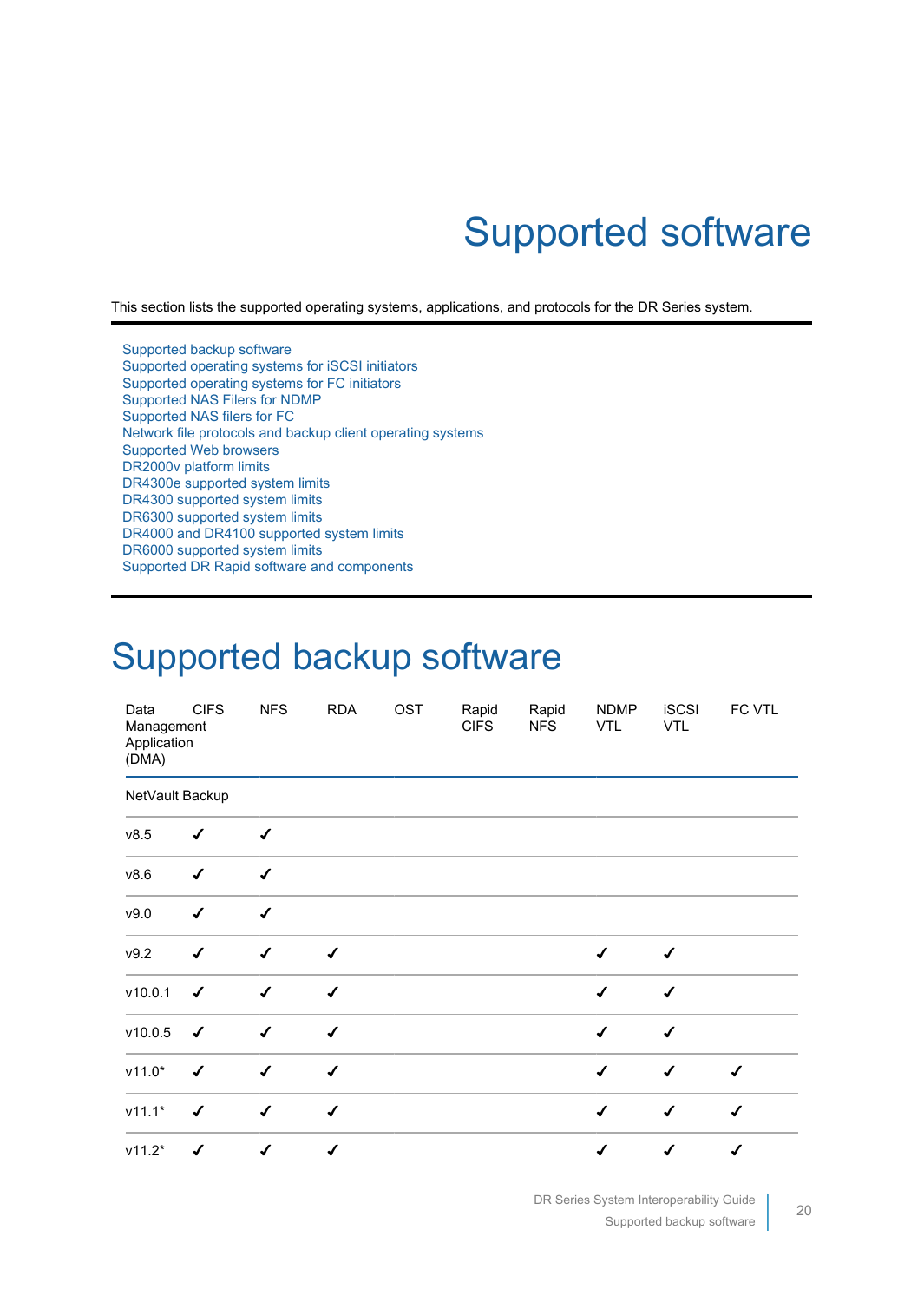# Supported software

This section lists the supported operating systems, applications, and protocols for the DR Series system.

- Supported backup software
- Supported operating systems for iSCSI initiators
- Supported operating systems for FC initiators
- Supported NAS Filers for NDMP
- Supported NAS filers for FC
- Network file protocols and backup client operating systems
- Supported Web browsers
- DR2000v platform limits
- DR4300e supported system limits
- DR4300 supported system limits
- DR6300 supported system limits
- DR4000 and DR4100 supported system limits
- DR6000 supported system limits
- Supported DR Rapid software and components

# Supported backup software

| Data Management Application (DMA) | CIFS | NFS | RDA | OST | Rapid CIFS | Rapid NFS | NDMP VTL | iSCSI VTL | FC VTL |
|---|---|---|---|---|---|---|---|---|---|
| NetVault Backup | | | | | | | | | |
| v8.5 | ✓ | ✓ | | | | | | | |
| v8.6 | ✓ | ✓ | | | | | | | |
| v9.0 | ✓ | ✓ | | | | | | | |
| v9.2 | ✓ | ✓ | ✓ | | | | ✓ | ✓ | |
| v10.0.1 | ✓ | ✓ | ✓ | | | | ✓ | ✓ | |
| v10.0.5 | ✓ | ✓ | ✓ | | | | ✓ | ✓ | |
| v11.0* | ✓ | ✓ | ✓ | | | | ✓ | ✓ | ✓ |
| v11.1* | ✓ | ✓ | ✓ | | | | ✓ | ✓ | ✓ |
| v11.2* | ✓ | ✓ | ✓ | | | | ✓ | ✓ | ✓ |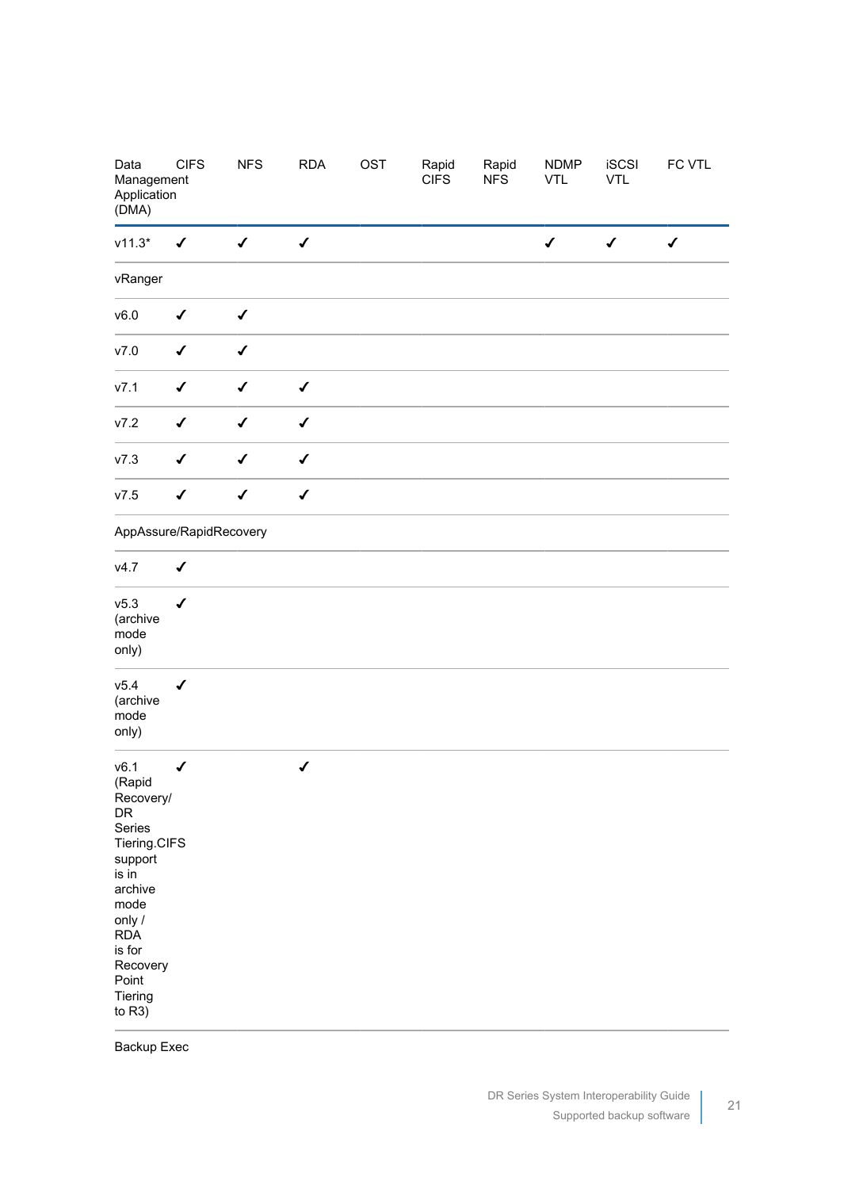| Data Management Application (DMA) | CIFS | NFS | RDA | OST | Rapid CIFS | Rapid NFS | NDMP VTL | iSCSI VTL | FC VTL |
|---|---|---|---|---|---|---|---|---|---|
| v11.3* | ✓ | ✓ | ✓ | | | | ✓ | ✓ | ✓ |
| vRanger | | | | | | | | | |
| v6.0 | ✓ | ✓ | | | | | | | |
| v7.0 | ✓ | ✓ | | | | | | | |
| v7.1 | ✓ | ✓ | ✓ | | | | | | |
| v7.2 | ✓ | ✓ | ✓ | | | | | | |
| v7.3 | ✓ | ✓ | ✓ | | | | | | |
| v7.5 | ✓ | ✓ | ✓ | | | | | | |
| AppAssure/RapidRecovery | | | | | | | | | |
| v4.7 | ✓ | | | | | | | | |
| v5.3 (archive mode only) | ✓ | | | | | | | | |
| v5.4 (archive mode only) | ✓ | | | | | | | | |
| v6.1 (Rapid Recovery/ DR Series Tiering.CIFS support is in archive mode only / RDA is for Recovery Point Tiering to R3) | ✓ | | ✓ | | | | | | |
| Backup Exec | | | | | | | | | |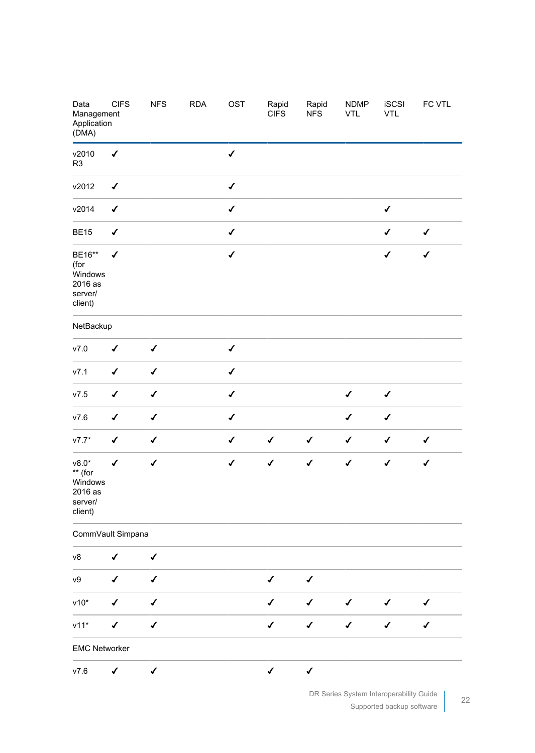| Data Management Application (DMA) | CIFS | NFS | RDA | OST | Rapid CIFS | Rapid NFS | NDMP VTL | iSCSI VTL | FC VTL |
|---|---|---|---|---|---|---|---|---|---|
| v2010 R3 | ✓ | | | ✓ | | | | | |
| v2012 | ✓ | | | ✓ | | | | | |
| v2014 | ✓ | | | ✓ | | | | ✓ | |
| BE15 | ✓ | | | ✓ | | | | ✓ | ✓ |
| BE16** (for Windows 2016 as server/ client) | ✓ | | | ✓ | | | | ✓ | ✓ |
| NetBackup | | | | | | | | | |
| v7.0 | ✓ | ✓ | | ✓ | | | | | |
| v7.1 | ✓ | ✓ | | ✓ | | | | | |
| v7.5 | ✓ | ✓ | | ✓ | | | ✓ | ✓ | |
| v7.6 | ✓ | ✓ | | ✓ | | | ✓ | ✓ | |
| v7.7* | ✓ | ✓ | | ✓ | ✓ | ✓ | ✓ | ✓ | ✓ |
| v8.0* ** (for Windows 2016 as server/ client) | ✓ | ✓ | | ✓ | ✓ | ✓ | ✓ | ✓ | ✓ |
| CommVault Simpana | | | | | | | | | |
| v8 | ✓ | ✓ | | | | | | | |
| v9 | ✓ | ✓ | | | ✓ | ✓ | | | |
| v10* | ✓ | ✓ | | | ✓ | ✓ | ✓ | ✓ | ✓ |
| v11* | ✓ | ✓ | | | ✓ | ✓ | ✓ | ✓ | ✓ |
| EMC Networker | | | | | | | | | |
| v7.6 | ✓ | ✓ | | | ✓ | ✓ | | | |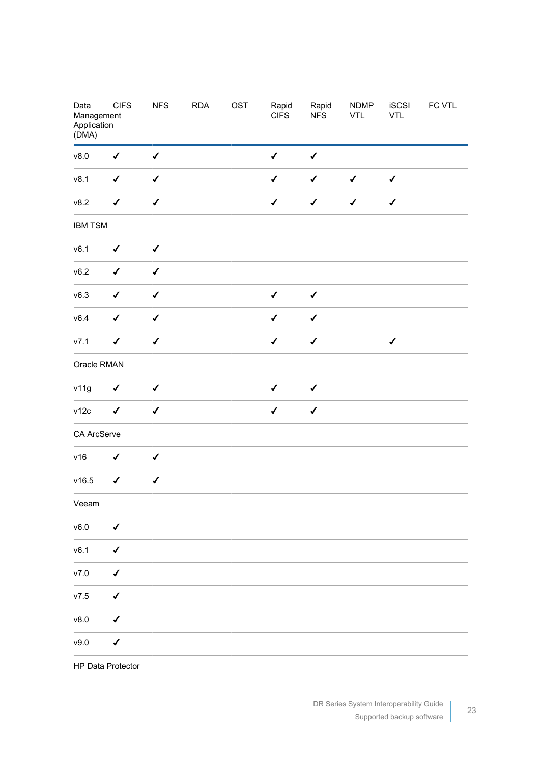| Data Management Application (DMA) | CIFS | NFS | RDA | OST | Rapid CIFS | Rapid NFS | NDMP VTL | iSCSI VTL | FC VTL |
|---|---|---|---|---|---|---|---|---|---|
| v8.0 | ✓ | ✓ | | | ✓ | ✓ | | | |
| v8.1 | ✓ | ✓ | | | ✓ | ✓ | ✓ | ✓ | |
| v8.2 | ✓ | ✓ | | | ✓ | ✓ | ✓ | ✓ | |
| IBM TSM | | | | | | | | | |
| v6.1 | ✓ | ✓ | | | | | | | |
| v6.2 | ✓ | ✓ | | | | | | | |
| v6.3 | ✓ | ✓ | | | ✓ | ✓ | | | |
| v6.4 | ✓ | ✓ | | | ✓ | ✓ | | | |
| v7.1 | ✓ | ✓ | | | ✓ | ✓ | | ✓ | |
| Oracle RMAN | | | | | | | | | |
| v11g | ✓ | ✓ | | | ✓ | ✓ | | | |
| v12c | ✓ | ✓ | | | ✓ | ✓ | | | |
| CA ArcServe | | | | | | | | | |
| v16 | ✓ | ✓ | | | | | | | |
| v16.5 | ✓ | ✓ | | | | | | | |
| Veeam | | | | | | | | | |
| v6.0 | ✓ | | | | | | | | |
| v6.1 | ✓ | | | | | | | | |
| v7.0 | ✓ | | | | | | | | |
| v7.5 | ✓ | | | | | | | | |
| v8.0 | ✓ | | | | | | | | |
| v9.0 | ✓ | | | | | | | | |
| HP Data Protector | | | | | | | | | |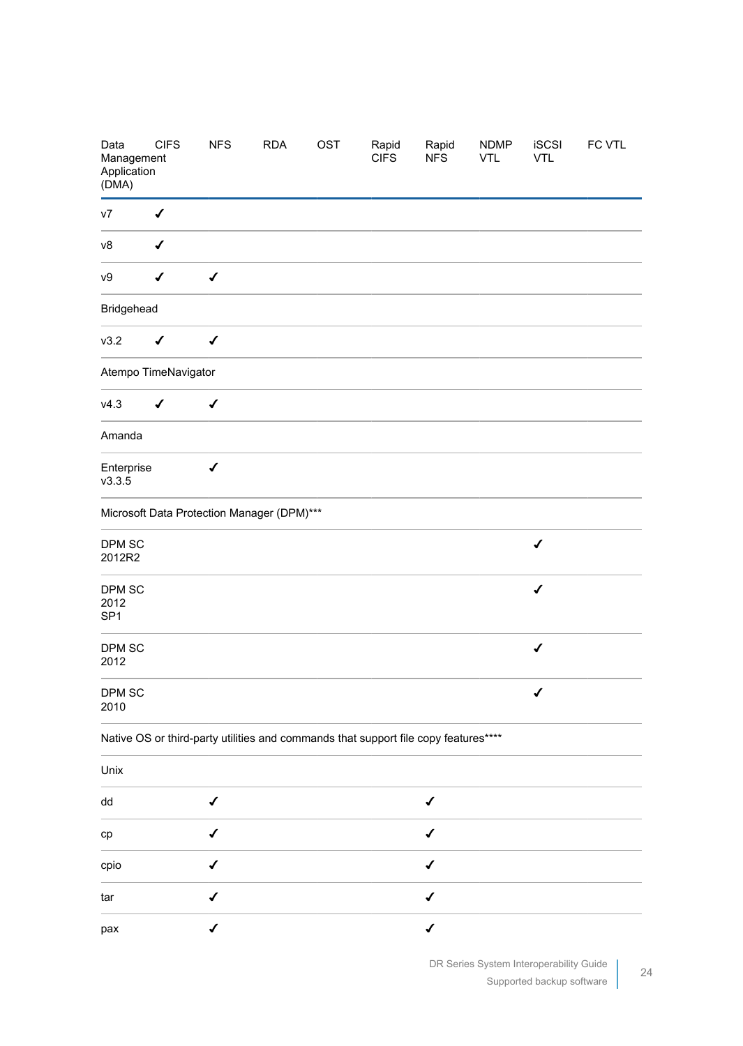| Data Management Application (DMA) | CIFS | NFS | RDA | OST | Rapid CIFS | Rapid NFS | NDMP VTL | iSCSI VTL | FC VTL |
|---|---|---|---|---|---|---|---|---|---|
| v7 | ✓ | | | | | | | | |
| v8 | ✓ | | | | | | | | |
| v9 | ✓ | ✓ | | | | | | | |
| Bridgehead | | | | | | | | | |
| v3.2 | ✓ | ✓ | | | | | | | |
| Atempo TimeNavigator | | | | | | | | | |
| v4.3 | ✓ | ✓ | | | | | | | |
| Amanda | | | | | | | | | |
| Enterprise v3.3.5 | | ✓ | | | | | | | |
| Microsoft Data Protection Manager (DPM)*** | | | | | | | | | |
| DPM SC 2012R2 | | | | | | | | ✓ | |
| DPM SC 2012 SP1 | | | | | | | | ✓ | |
| DPM SC 2012 | | | | | | | | ✓ | |
| DPM SC 2010 | | | | | | | | ✓ | |
| Native OS or third-party utilities and commands that support file copy features**** | | | | | | | | | |
| Unix | | | | | | | | | |
| dd | | ✓ | | | | ✓ | | | |
| cp | | ✓ | | | | ✓ | | | |
| cpio | | ✓ | | | | ✓ | | | |
| tar | | ✓ | | | | ✓ | | | |
| pax | | ✓ | | | | ✓ | | | |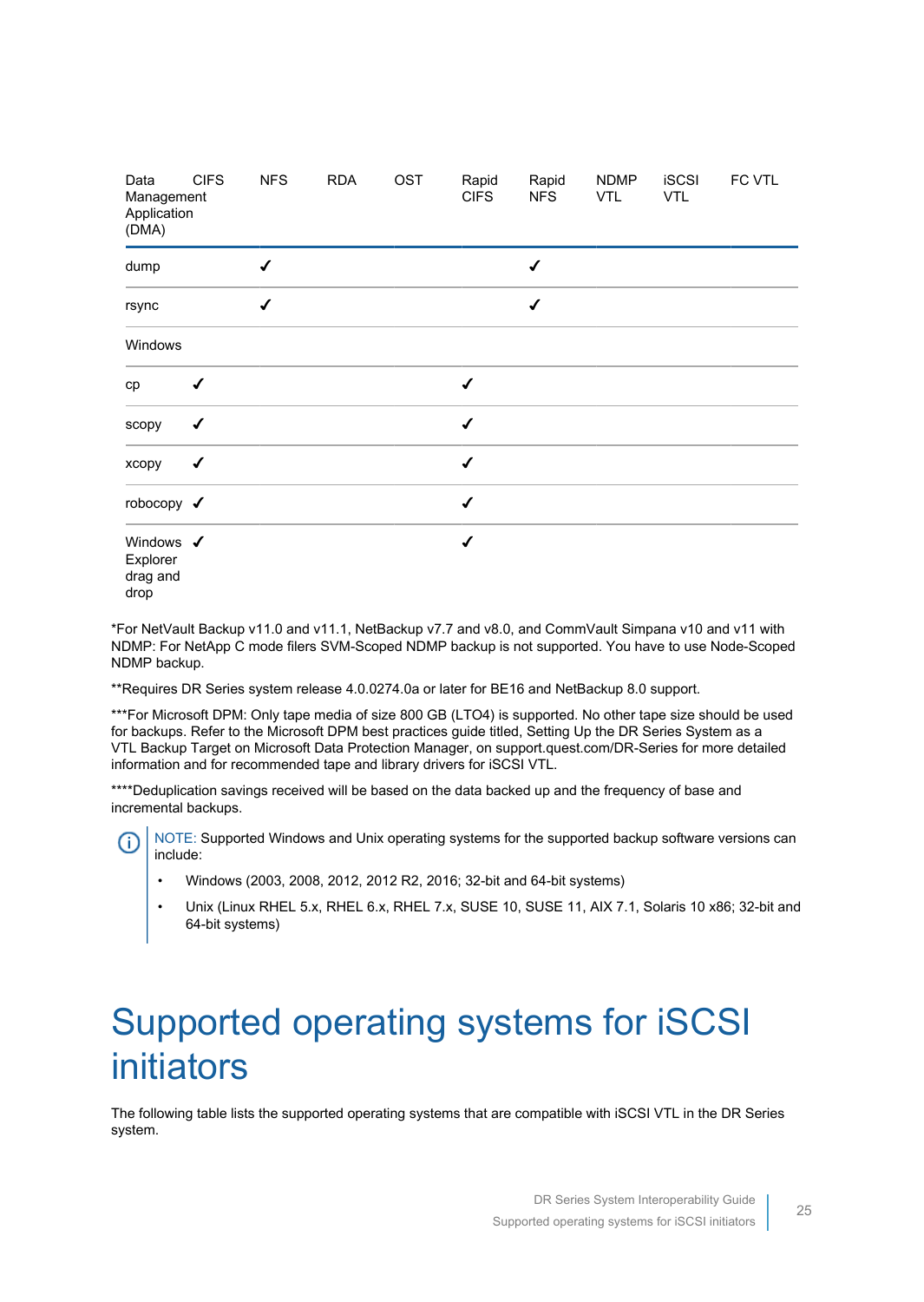| Data Management Application (DMA) | CIFS | NFS | RDA | OST | Rapid CIFS | Rapid NFS | NDMP VTL | iSCSI VTL | FC VTL |
|---|---|---|---|---|---|---|---|---|---|
| dump | | ✓ | | | | ✓ | | | |
| rsync | | ✓ | | | | ✓ | | | |
| Windows | | | | | | | | | |
| cp | ✓ | | | | ✓ | | | | |
| scopy | ✓ | | | | ✓ | | | | |
| xcopy | ✓ | | | | ✓ | | | | |
| robocopy | ✓ | | | | ✓ | | | | |
| Windows Explorer drag and drop | ✓ | | | | ✓ | | | | |

*For NetVault Backup v11.0 and v11.1, NetBackup v7.7 and v8.0, and CommVault Simpana v10 and v11 with NDMP: For NetApp C mode filers SVM-Scoped NDMP backup is not supported. You have to use Node-Scoped NDMP backup.

**Requires DR Series system release 4.0.0274.0a or later for BE16 and NetBackup 8.0 support.

***For Microsoft DPM: Only tape media of size 800 GB (LTO4) is supported. No other tape size should be used for backups. Refer to the Microsoft DPM best practices guide titled, Setting Up the DR Series System as a VTL Backup Target on Microsoft Data Protection Manager, on support.quest.com/DR-Series for more detailed information and for recommended tape and library drivers for iSCSI VTL.

****Deduplication savings received will be based on the data backed up and the frequency of base and incremental backups.

NOTE: Supported Windows and Unix operating systems for the supported backup software versions can include:

- Windows (2003, 2008, 2012, 2012 R2, 2016; 32-bit and 64-bit systems)
- Unix (Linux RHEL 5.x, RHEL 6.x, RHEL 7.x, SUSE 10, SUSE 11, AIX 7.1, Solaris 10 x86; 32-bit and 64-bit systems)

# Supported operating systems for iSCSI initiators

The following table lists the supported operating systems that are compatible with iSCSI VTL in the DR Series system.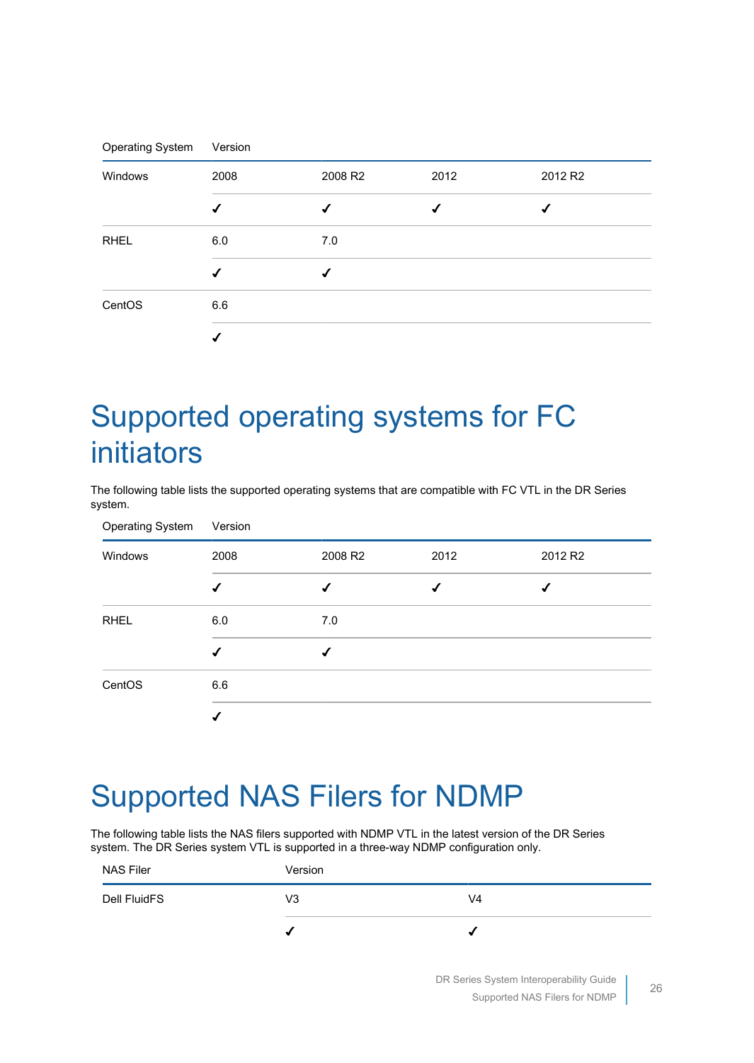| Operating System | Version | | | |
|---|---|---|---|---|
| Windows | 2008 | 2008 R2 | 2012 | 2012 R2 |
| | ✓ | ✓ | ✓ | ✓ |
| RHEL | 6.0 | 7.0 | | |
| | ✓ | ✓ | | |
| CentOS | 6.6 | | | |
| | ✓ | | | |

# Supported operating systems for FC initiators

The following table lists the supported operating systems that are compatible with FC VTL in the DR Series system.

| Operating System | Version | | | |
|---|---|---|---|---|
| Windows | 2008 | 2008 R2 | 2012 | 2012 R2 |
| | ✓ | ✓ | ✓ | ✓ |
| RHEL | 6.0 | 7.0 | | |
| | ✓ | ✓ | | |
| CentOS | 6.6 | | | |
| | ✓ | | | |

# Supported NAS Filers for NDMP

The following table lists the NAS filers supported with NDMP VTL in the latest version of the DR Series system. The DR Series system VTL is supported in a three-way NDMP configuration only.

| NAS Filer | Version | |
|---|---|---|
| Dell FluidFS | V3 | V4 |
| | ✓ | ✓ |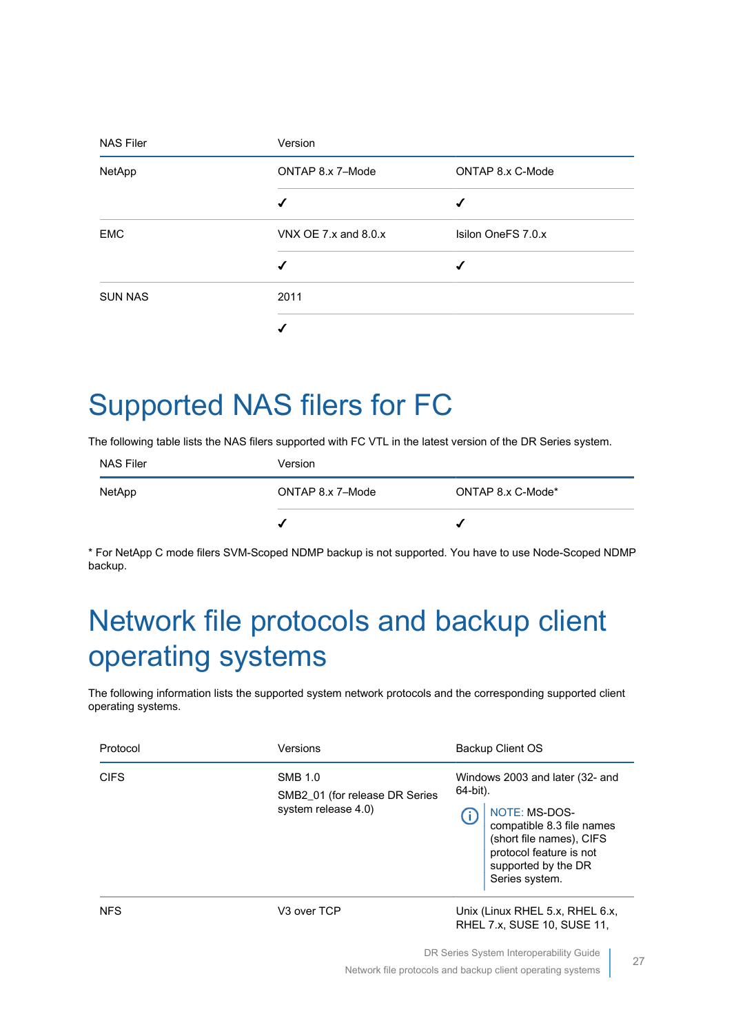| NAS Filer | Version | |
|---|---|---|
| NetApp | ONTAP 8.x 7–Mode | ONTAP 8.x C-Mode |
| | ✓ | ✓ |
| EMC | VNX OE 7.x and 8.0.x | Isilon OneFS 7.0.x |
| | ✓ | ✓ |
| SUN NAS | 2011 | |
| | ✓ | |

# Supported NAS filers for FC

The following table lists the NAS filers supported with FC VTL in the latest version of the DR Series system.

| NAS Filer | Version | |
|---|---|---|
| NetApp | ONTAP 8.x 7–Mode | ONTAP 8.x C-Mode* |
| | ✓ | ✓ |

* For NetApp C mode filers SVM-Scoped NDMP backup is not supported. You have to use Node-Scoped NDMP backup.

# Network file protocols and backup client operating systems

The following information lists the supported system network protocols and the corresponding supported client operating systems.

| Protocol | Versions | Backup Client OS |
|---|---|---|
| CIFS | SMB 1.0<br>SMB2_01 (for release DR Series system release 4.0) | Windows 2003 and later (32- and 64-bit).<br>NOTE: MS-DOS-compatible 8.3 file names (short file names), CIFS protocol feature is not supported by the DR Series system. |
| NFS | V3 over TCP | Unix (Linux RHEL 5.x, RHEL 6.x, RHEL 7.x, SUSE 10, SUSE 11, |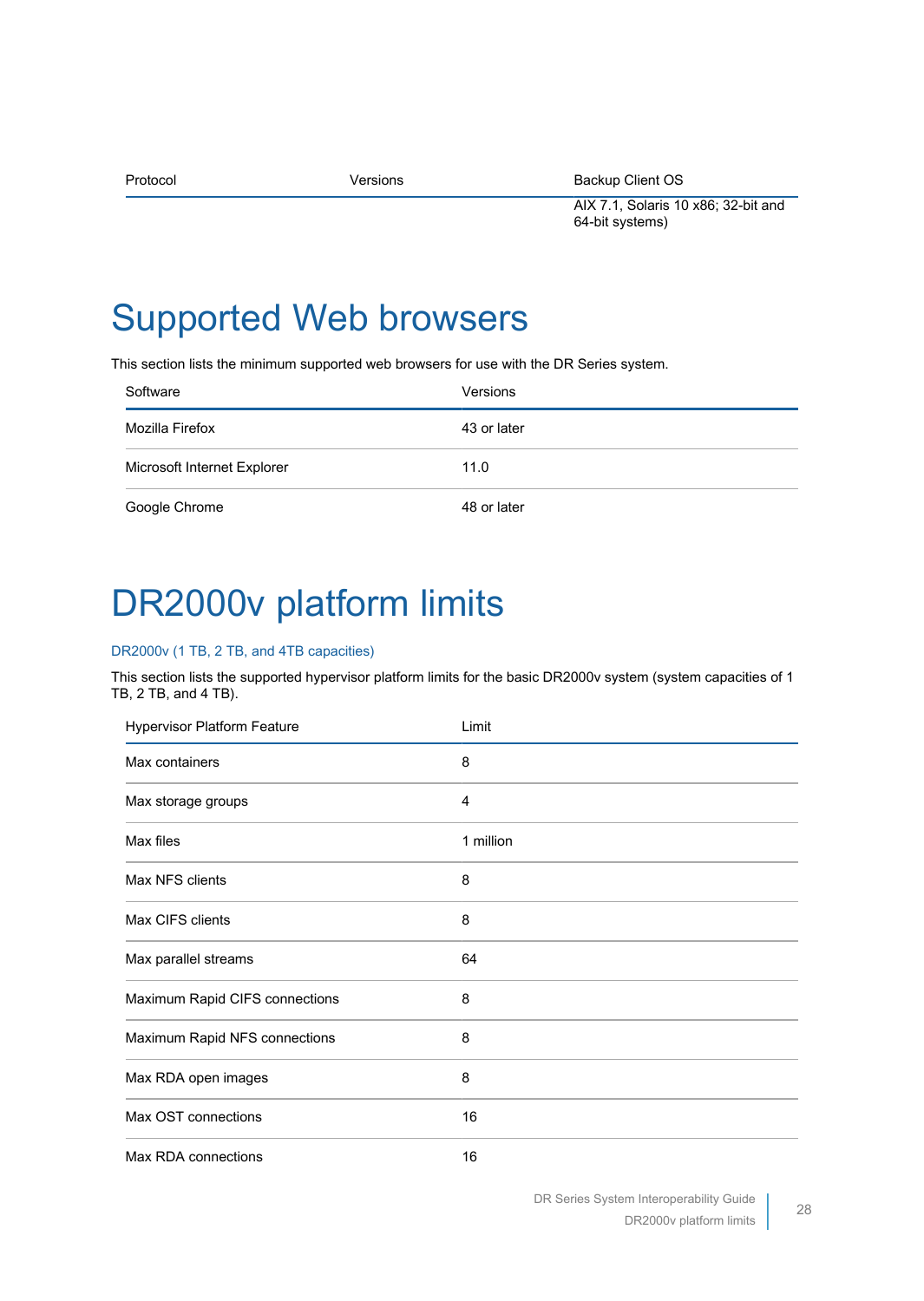| Protocol | Versions | Backup Client OS |
| --- | --- | --- |
| | | AIX 7.1, Solaris 10 x86; 32-bit and 64-bit systems) |

# Supported Web browsers

This section lists the minimum supported web browsers for use with the DR Series system.

| Software | Versions |
| --- | --- |
| Mozilla Firefox | 43 or later |
| Microsoft Internet Explorer | 11.0 |
| Google Chrome | 48 or later |

# DR2000v platform limits

### DR2000v (1 TB, 2 TB, and 4TB capacities)

This section lists the supported hypervisor platform limits for the basic DR2000v system (system capacities of 1 TB, 2 TB, and 4 TB).

| Hypervisor Platform Feature | Limit |
| --- | --- |
| Max containers | 8 |
| Max storage groups | 4 |
| Max files | 1 million |
| Max NFS clients | 8 |
| Max CIFS clients | 8 |
| Max parallel streams | 64 |
| Maximum Rapid CIFS connections | 8 |
| Maximum Rapid NFS connections | 8 |
| Max RDA open images | 8 |
| Max OST connections | 16 |
| Max RDA connections | 16 |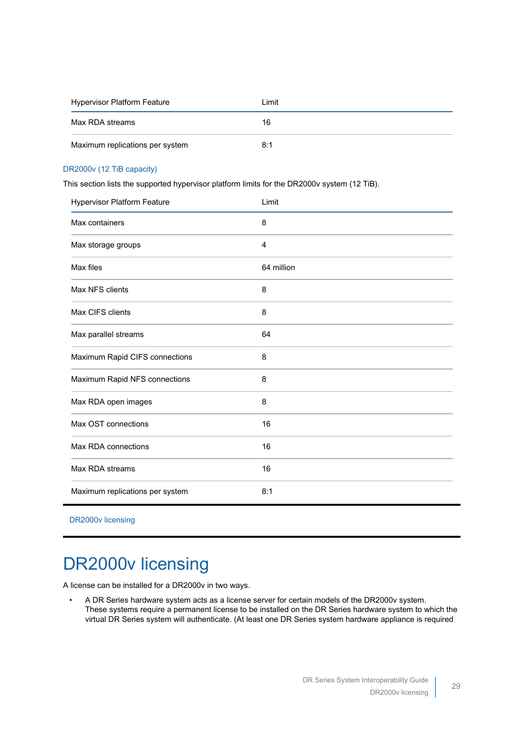| Hypervisor Platform Feature | Limit |
|---|---|
| Max RDA streams | 16 |
| Maximum replications per system | 8:1 |

### DR2000v (12 TiB capacity)

This section lists the supported hypervisor platform limits for the DR2000v system (12 TiB).

| Hypervisor Platform Feature | Limit |
|---|---|
| Max containers | 8 |
| Max storage groups | 4 |
| Max files | 64 million |
| Max NFS clients | 8 |
| Max CIFS clients | 8 |
| Max parallel streams | 64 |
| Maximum Rapid CIFS connections | 8 |
| Maximum Rapid NFS connections | 8 |
| Max RDA open images | 8 |
| Max OST connections | 16 |
| Max RDA connections | 16 |
| Max RDA streams | 16 |
| Maximum replications per system | 8:1 |

DR2000v licensing

# DR2000v licensing

A license can be installed for a DR2000v in two ways.

- A DR Series hardware system acts as a license server for certain models of the DR2000v system. These systems require a permanent license to be installed on the DR Series hardware system to which the virtual DR Series system will authenticate. (At least one DR Series system hardware appliance is required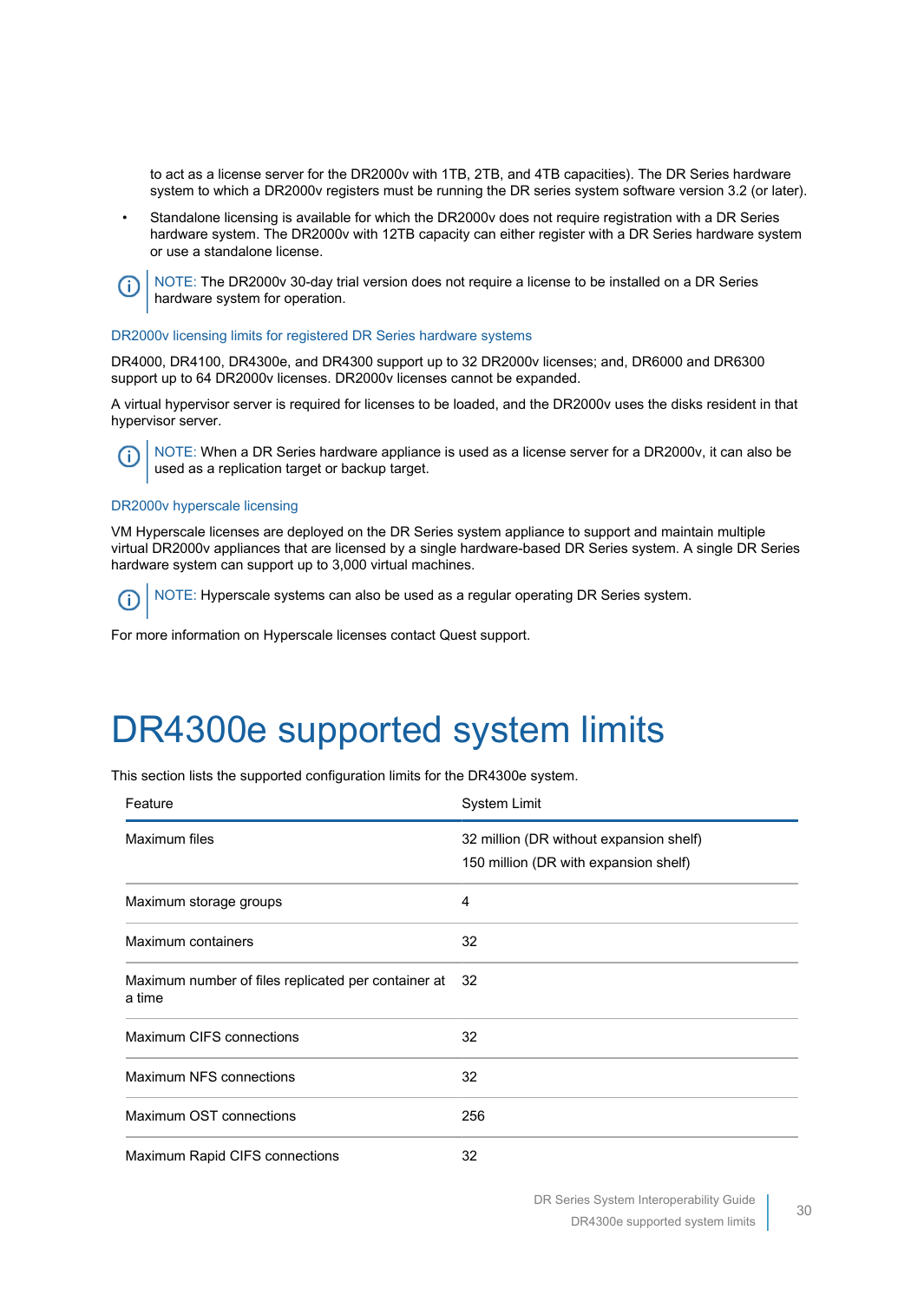to act as a license server for the DR2000v with 1TB, 2TB, and 4TB capacities). The DR Series hardware system to which a DR2000v registers must be running the DR series system software version 3.2 (or later).

- Standalone licensing is available for which the DR2000v does not require registration with a DR Series hardware system. The DR2000v with 12TB capacity can either register with a DR Series hardware system or use a standalone license.

NOTE: The DR2000v 30-day trial version does not require a license to be installed on a DR Series hardware system for operation.

### DR2000v licensing limits for registered DR Series hardware systems

DR4000, DR4100, DR4300e, and DR4300 support up to 32 DR2000v licenses; and, DR6000 and DR6300 support up to 64 DR2000v licenses. DR2000v licenses cannot be expanded.

A virtual hypervisor server is required for licenses to be loaded, and the DR2000v uses the disks resident in that hypervisor server.

NOTE: When a DR Series hardware appliance is used as a license server for a DR2000v, it can also be used as a replication target or backup target.

### DR2000v hyperscale licensing

VM Hyperscale licenses are deployed on the DR Series system appliance to support and maintain multiple virtual DR2000v appliances that are licensed by a single hardware-based DR Series system. A single DR Series hardware system can support up to 3,000 virtual machines.

NOTE: Hyperscale systems can also be used as a regular operating DR Series system.

For more information on Hyperscale licenses contact Quest support.

# DR4300e supported system limits

This section lists the supported configuration limits for the DR4300e system.

| Feature | System Limit |
|---|---|
| Maximum files | 32 million (DR without expansion shelf)<br>150 million (DR with expansion shelf) |
| Maximum storage groups | 4 |
| Maximum containers | 32 |
| Maximum number of files replicated per container at a time | 32 |
| Maximum CIFS connections | 32 |
| Maximum NFS connections | 32 |
| Maximum OST connections | 256 |
| Maximum Rapid CIFS connections | 32 |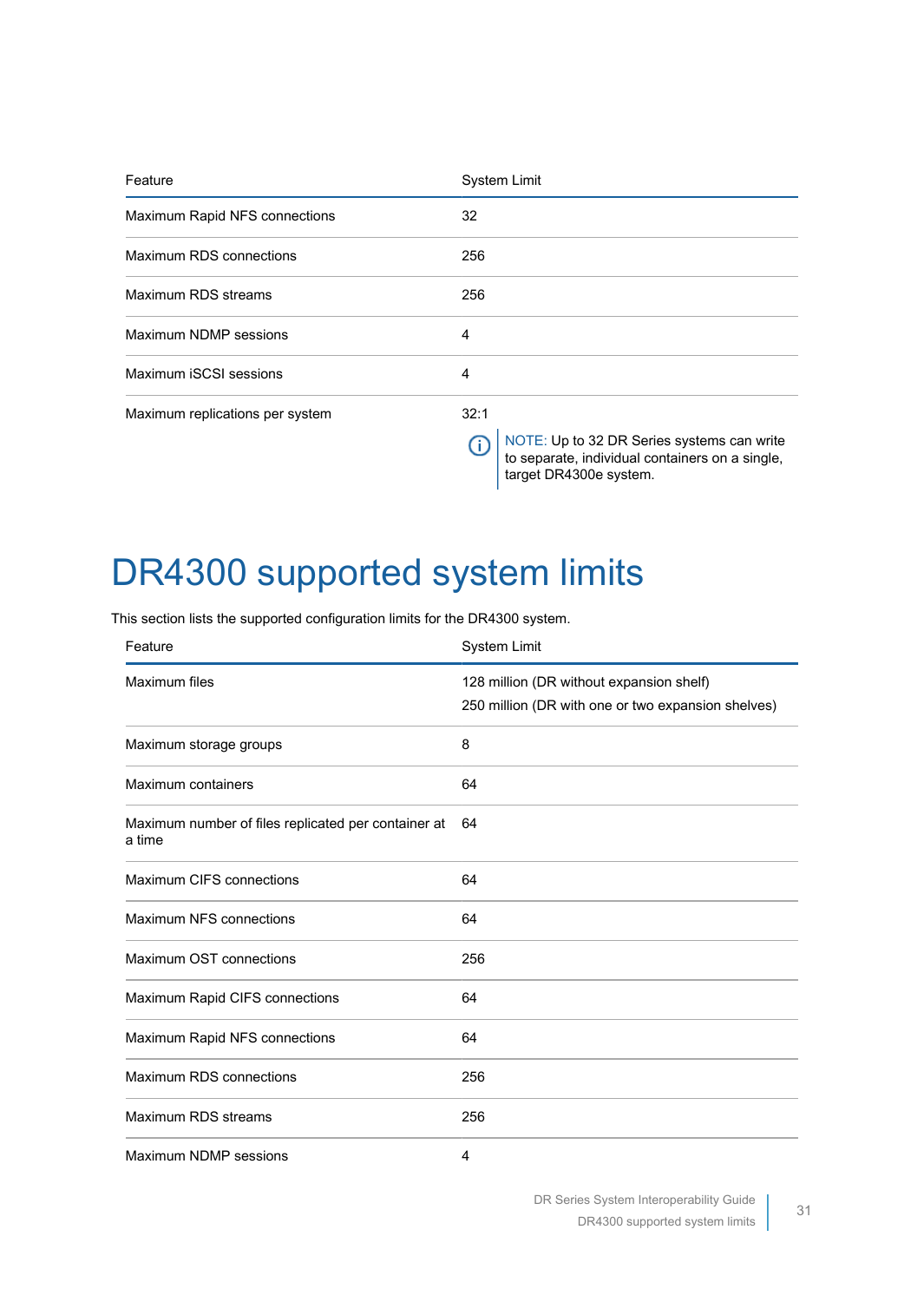| Feature | System Limit |
|---|---|
| Maximum Rapid NFS connections | 32 |
| Maximum RDS connections | 256 |
| Maximum RDS streams | 256 |
| Maximum NDMP sessions | 4 |
| Maximum iSCSI sessions | 4 |
| Maximum replications per system | 32:1<br>NOTE: Up to 32 DR Series systems can write to separate, individual containers on a single, target DR4300e system. |

# DR4300 supported system limits

This section lists the supported configuration limits for the DR4300 system.

| Feature | System Limit |
|---|---|
| Maximum files | 128 million (DR without expansion shelf)<br>250 million (DR with one or two expansion shelves) |
| Maximum storage groups | 8 |
| Maximum containers | 64 |
| Maximum number of files replicated per container at a time | 64 |
| Maximum CIFS connections | 64 |
| Maximum NFS connections | 64 |
| Maximum OST connections | 256 |
| Maximum Rapid CIFS connections | 64 |
| Maximum Rapid NFS connections | 64 |
| Maximum RDS connections | 256 |
| Maximum RDS streams | 256 |
| Maximum NDMP sessions | 4 |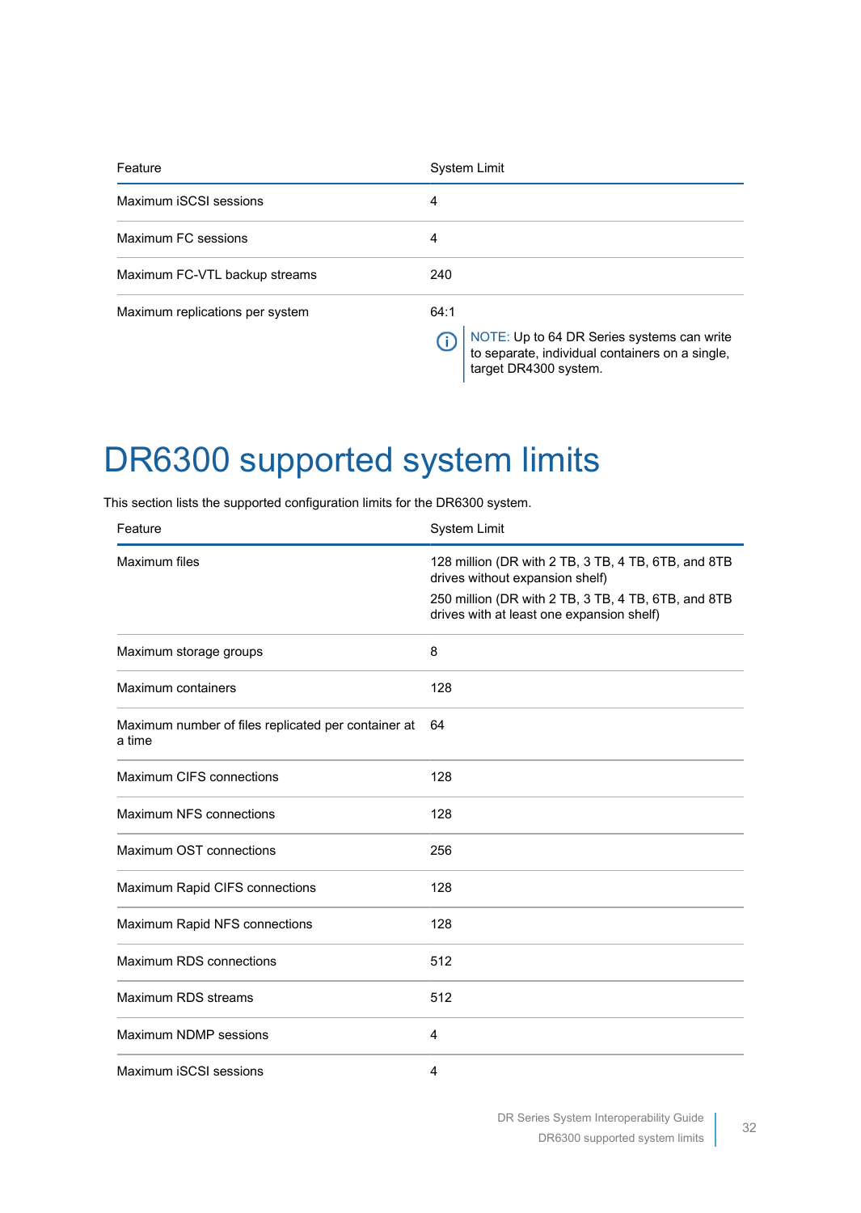| Feature | System Limit |
|---|---|
| Maximum iSCSI sessions | 4 |
| Maximum FC sessions | 4 |
| Maximum FC-VTL backup streams | 240 |
| Maximum replications per system | 64:1<br>NOTE: Up to 64 DR Series systems can write to separate, individual containers on a single, target DR4300 system. |

# DR6300 supported system limits

This section lists the supported configuration limits for the DR6300 system.

| Feature | System Limit |
|---|---|
| Maximum files | 128 million (DR with 2 TB, 3 TB, 4 TB, 6TB, and 8TB drives without expansion shelf)<br>250 million (DR with 2 TB, 3 TB, 4 TB, 6TB, and 8TB drives with at least one expansion shelf) |
| Maximum storage groups | 8 |
| Maximum containers | 128 |
| Maximum number of files replicated per container at a time | 64 |
| Maximum CIFS connections | 128 |
| Maximum NFS connections | 128 |
| Maximum OST connections | 256 |
| Maximum Rapid CIFS connections | 128 |
| Maximum Rapid NFS connections | 128 |
| Maximum RDS connections | 512 |
| Maximum RDS streams | 512 |
| Maximum NDMP sessions | 4 |
| Maximum iSCSI sessions | 4 |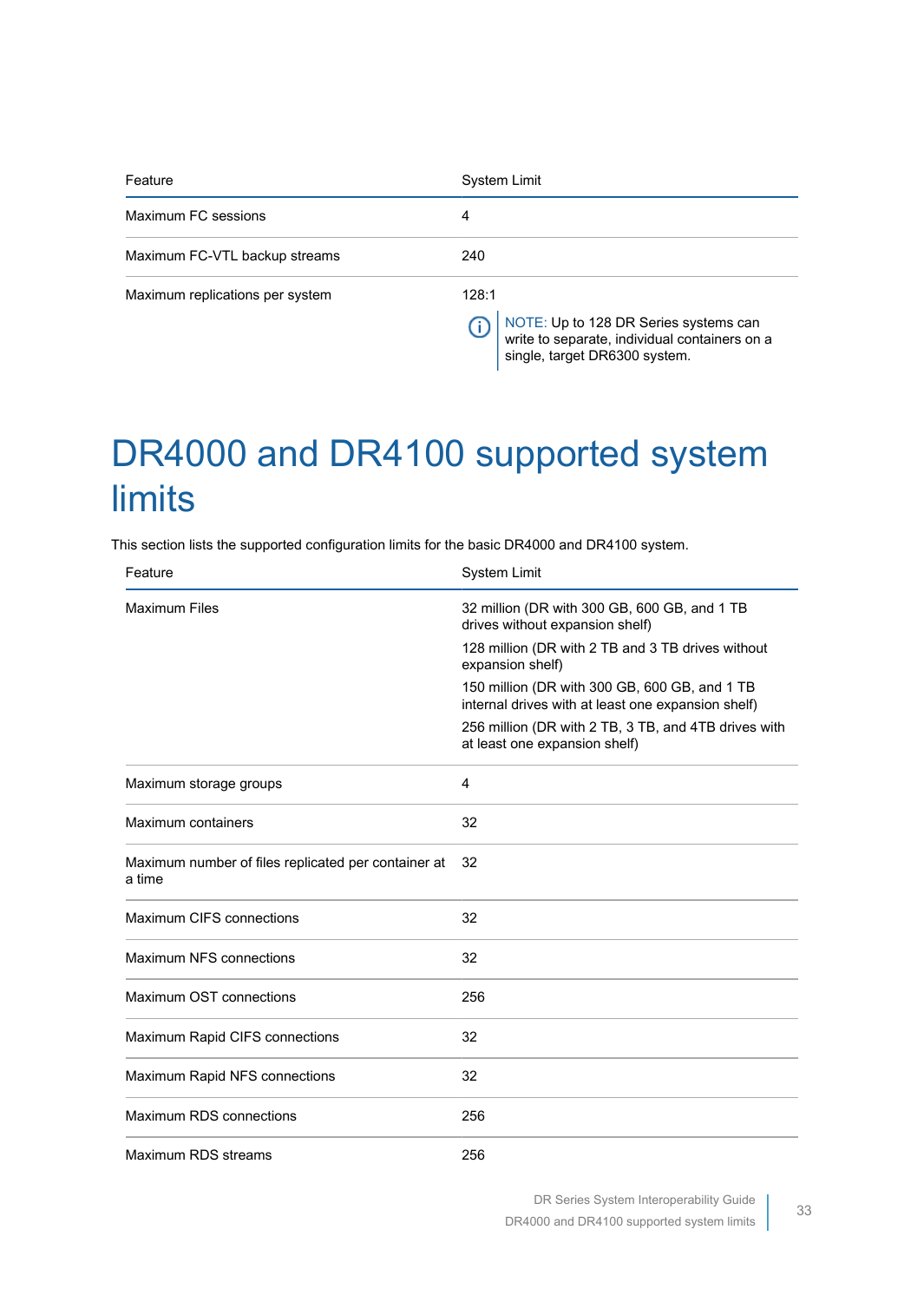| Feature | System Limit |
| --- | --- |
| Maximum FC sessions | 4 |
| Maximum FC-VTL backup streams | 240 |
| Maximum replications per system | 128:1<br>NOTE: Up to 128 DR Series systems can write to separate, individual containers on a single, target DR6300 system. |

# DR4000 and DR4100 supported system limits

This section lists the supported configuration limits for the basic DR4000 and DR4100 system.

| Feature | System Limit |
| --- | --- |
| Maximum Files | 32 million (DR with 300 GB, 600 GB, and 1 TB drives without expansion shelf)<br>128 million (DR with 2 TB and 3 TB drives without expansion shelf)<br>150 million (DR with 300 GB, 600 GB, and 1 TB internal drives with at least one expansion shelf)<br>256 million (DR with 2 TB, 3 TB, and 4TB drives with at least one expansion shelf) |
| Maximum storage groups | 4 |
| Maximum containers | 32 |
| Maximum number of files replicated per container at a time | 32 |
| Maximum CIFS connections | 32 |
| Maximum NFS connections | 32 |
| Maximum OST connections | 256 |
| Maximum Rapid CIFS connections | 32 |
| Maximum Rapid NFS connections | 32 |
| Maximum RDS connections | 256 |
| Maximum RDS streams | 256 |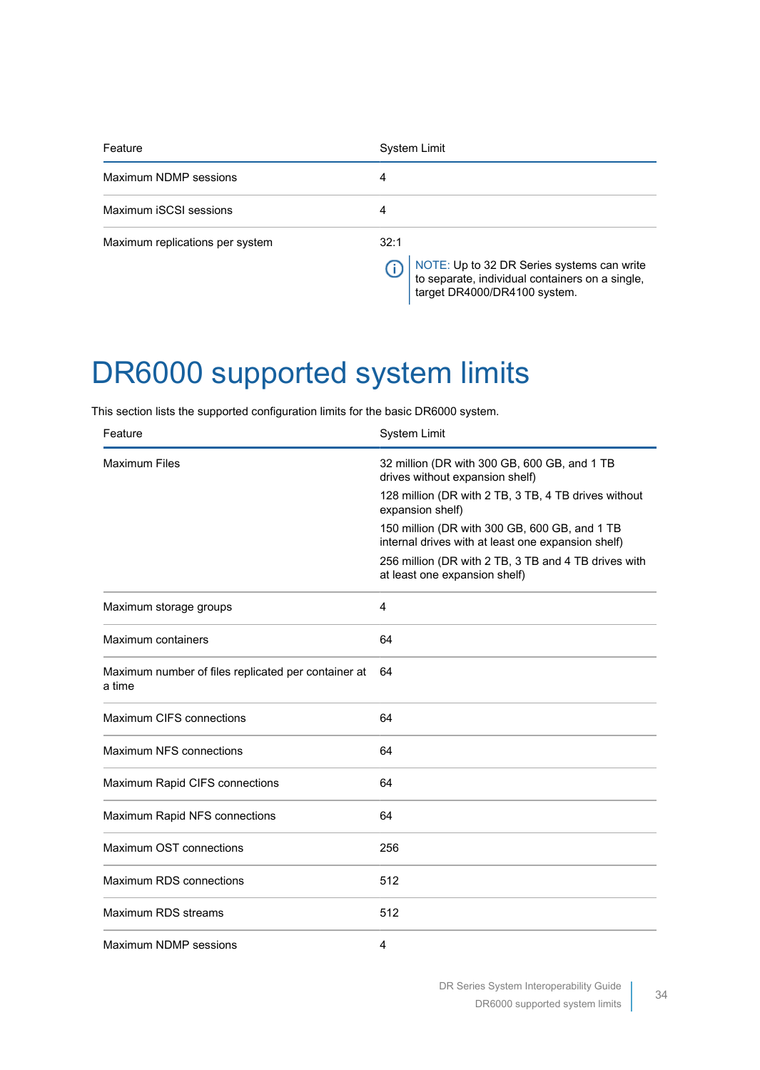| Feature | System Limit |
| --- | --- |
| Maximum NDMP sessions | 4 |
| Maximum iSCSI sessions | 4 |
| Maximum replications per system | 32:1<br><br>NOTE: Up to 32 DR Series systems can write to separate, individual containers on a single, target DR4000/DR4100 system. |

# DR6000 supported system limits

This section lists the supported configuration limits for the basic DR6000 system.

| Feature | System Limit |
| --- | --- |
| Maximum Files | 32 million (DR with 300 GB, 600 GB, and 1 TB drives without expansion shelf)<br><br>128 million (DR with 2 TB, 3 TB, 4 TB drives without expansion shelf)<br><br>150 million (DR with 300 GB, 600 GB, and 1 TB internal drives with at least one expansion shelf)<br><br>256 million (DR with 2 TB, 3 TB and 4 TB drives with at least one expansion shelf) |
| Maximum storage groups | 4 |
| Maximum containers | 64 |
| Maximum number of files replicated per container at a time | 64 |
| Maximum CIFS connections | 64 |
| Maximum NFS connections | 64 |
| Maximum Rapid CIFS connections | 64 |
| Maximum Rapid NFS connections | 64 |
| Maximum OST connections | 256 |
| Maximum RDS connections | 512 |
| Maximum RDS streams | 512 |
| Maximum NDMP sessions | 4 |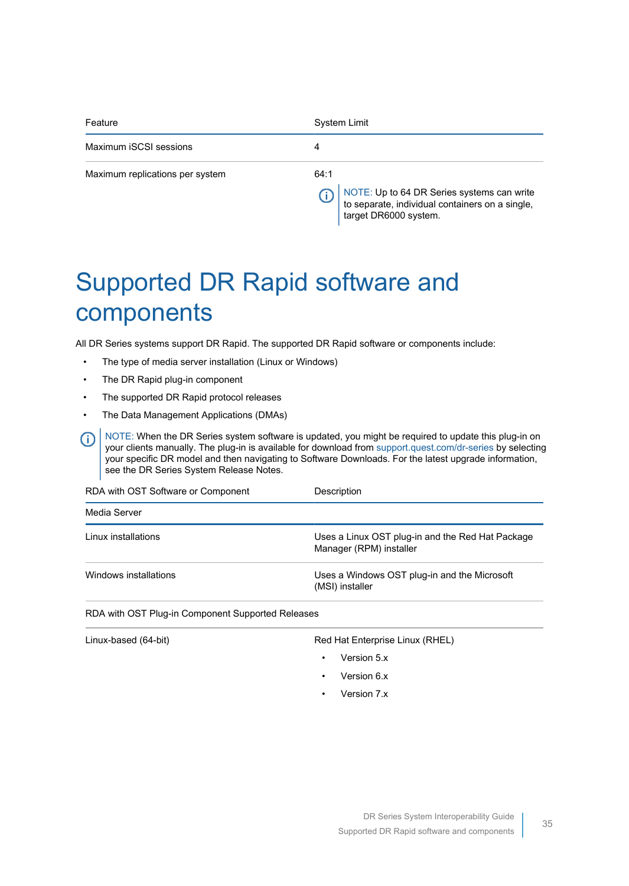| Feature | System Limit |
| --- | --- |
| Maximum iSCSI sessions | 4 |
| Maximum replications per system | 64:1<br>NOTE: Up to 64 DR Series systems can write to separate, individual containers on a single, target DR6000 system. |

# Supported DR Rapid software and components

All DR Series systems support DR Rapid. The supported DR Rapid software or components include:

- The type of media server installation (Linux or Windows)
- The DR Rapid plug-in component
- The supported DR Rapid protocol releases
- The Data Management Applications (DMAs)

NOTE: When the DR Series system software is updated, you might be required to update this plug-in on your clients manually. The plug-in is available for download from support.quest.com/dr-series by selecting your specific DR model and then navigating to Software Downloads. For the latest upgrade information, see the DR Series System Release Notes.

| RDA with OST Software or Component | Description |
| --- | --- |
| **Media Server** | |
| Linux installations | Uses a Linux OST plug-in and the Red Hat Package Manager (RPM) installer |
| Windows installations | Uses a Windows OST plug-in and the Microsoft (MSI) installer |
| **RDA with OST Plug-in Component Supported Releases** | |
| Linux-based (64-bit) | Red Hat Enterprise Linux (RHEL)<br>• Version 5.x<br>• Version 6.x<br>• Version 7.x |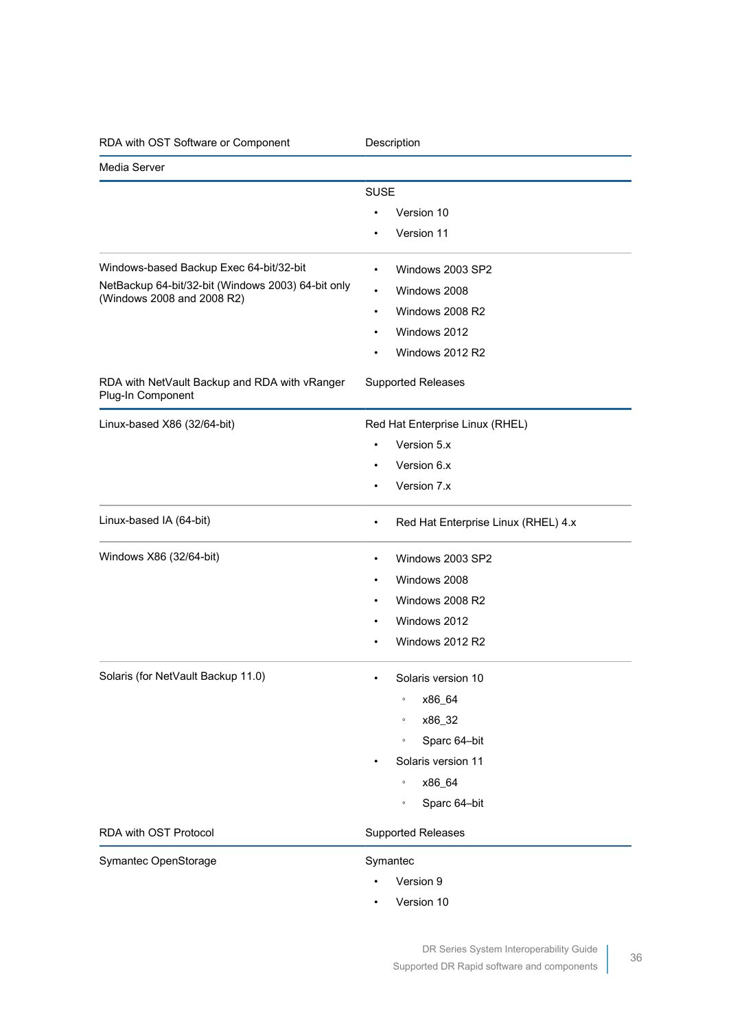| RDA with OST Software or Component | Description |
|---|---|
| Media Server | |
| | SUSE<br>• Version 10<br>• Version 11 |
| Windows-based Backup Exec 64-bit/32-bit<br>NetBackup 64-bit/32-bit (Windows 2003) 64-bit only (Windows 2008 and 2008 R2) | • Windows 2003 SP2<br>• Windows 2008<br>• Windows 2008 R2<br>• Windows 2012<br>• Windows 2012 R2 |

| RDA with NetVault Backup and RDA with vRanger Plug-In Component | Supported Releases |
|---|---|
| Linux-based X86 (32/64-bit) | Red Hat Enterprise Linux (RHEL)<br>• Version 5.x<br>• Version 6.x<br>• Version 7.x |
| Linux-based IA (64-bit) | • Red Hat Enterprise Linux (RHEL) 4.x |
| Windows X86 (32/64-bit) | • Windows 2003 SP2<br>• Windows 2008<br>• Windows 2008 R2<br>• Windows 2012<br>• Windows 2012 R2 |
| Solaris (for NetVault Backup 11.0) | • Solaris version 10<br>  ◦ x86_64<br>  ◦ x86_32<br>  ◦ Sparc 64–bit<br>• Solaris version 11<br>  ◦ x86_64<br>  ◦ Sparc 64–bit |

| RDA with OST Protocol | Supported Releases |
|---|---|
| Symantec OpenStorage | Symantec<br>• Version 9<br>• Version 10 |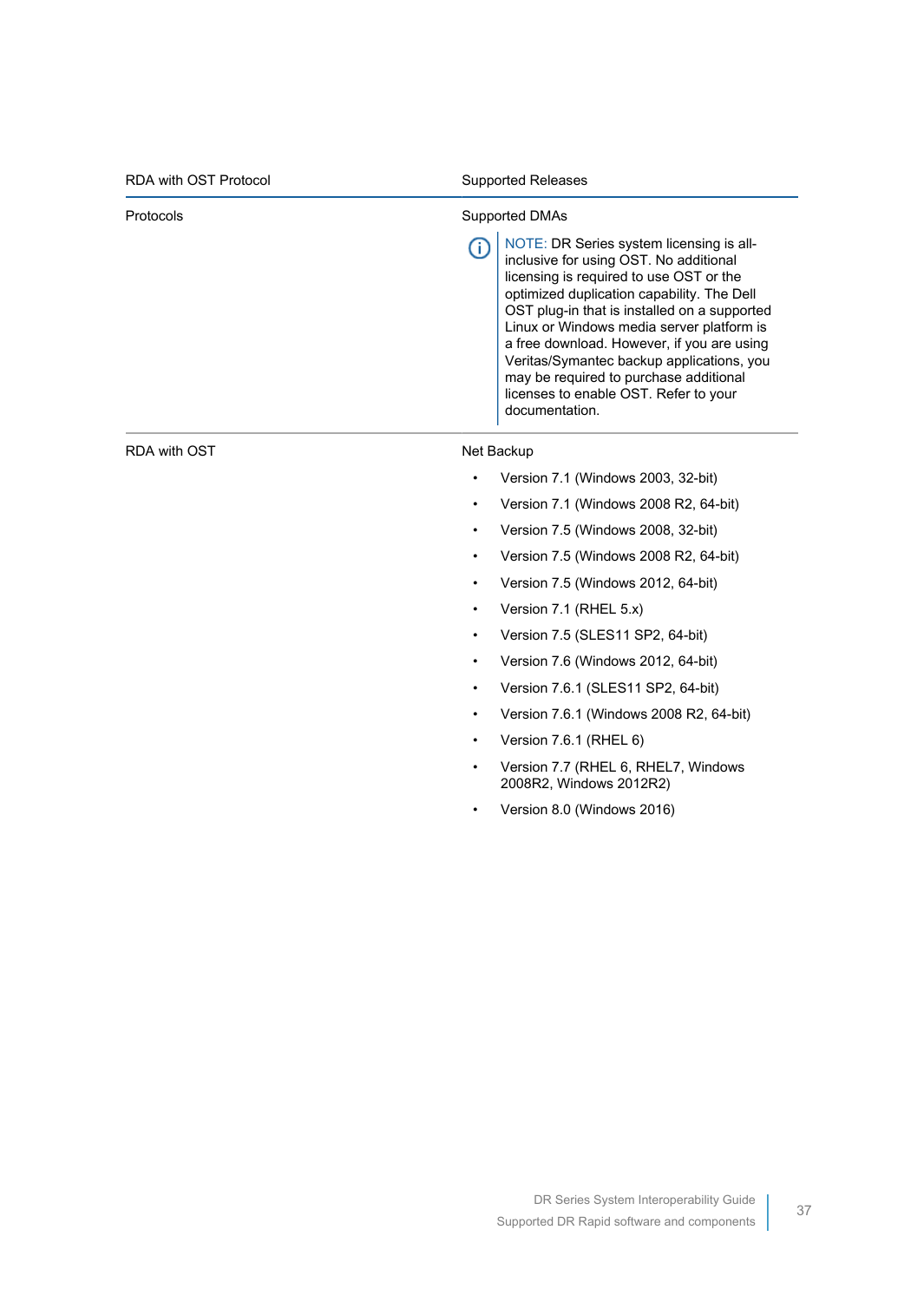| RDA with OST Protocol | Supported Releases |
| --- | --- |
| Protocols | Supported DMAs<br><br>NOTE: DR Series system licensing is all-inclusive for using OST. No additional licensing is required to use OST or the optimized duplication capability. The Dell OST plug-in that is installed on a supported Linux or Windows media server platform is a free download. However, if you are using Veritas/Symantec backup applications, you may be required to purchase additional licenses to enable OST. Refer to your documentation. |
| RDA with OST | Net Backup<br><br>• Version 7.1 (Windows 2003, 32-bit)<br>• Version 7.1 (Windows 2008 R2, 64-bit)<br>• Version 7.5 (Windows 2008, 32-bit)<br>• Version 7.5 (Windows 2008 R2, 64-bit)<br>• Version 7.5 (Windows 2012, 64-bit)<br>• Version 7.1 (RHEL 5.x)<br>• Version 7.5 (SLES11 SP2, 64-bit)<br>• Version 7.6 (Windows 2012, 64-bit)<br>• Version 7.6.1 (SLES11 SP2, 64-bit)<br>• Version 7.6.1 (Windows 2008 R2, 64-bit)<br>• Version 7.6.1 (RHEL 6)<br>• Version 7.7 (RHEL 6, RHEL7, Windows 2008R2, Windows 2012R2)<br>• Version 8.0 (Windows 2016) |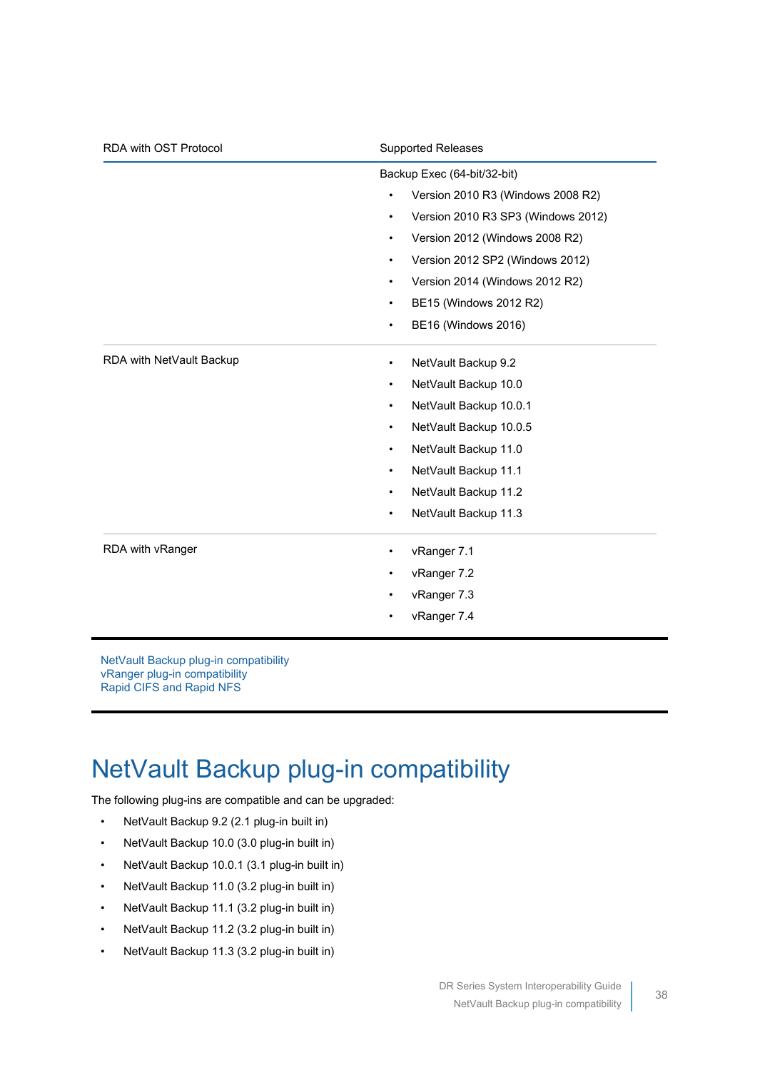| RDA with OST Protocol | Supported Releases |
| --- | --- |
| | Backup Exec (64-bit/32-bit)<br>• Version 2010 R3 (Windows 2008 R2)<br>• Version 2010 R3 SP3 (Windows 2012)<br>• Version 2012 (Windows 2008 R2)<br>• Version 2012 SP2 (Windows 2012)<br>• Version 2014 (Windows 2012 R2)<br>• BE15 (Windows 2012 R2)<br>• BE16 (Windows 2016) |
| RDA with NetVault Backup | • NetVault Backup 9.2<br>• NetVault Backup 10.0<br>• NetVault Backup 10.0.1<br>• NetVault Backup 10.0.5<br>• NetVault Backup 11.0<br>• NetVault Backup 11.1<br>• NetVault Backup 11.2<br>• NetVault Backup 11.3 |
| RDA with vRanger | • vRanger 7.1<br>• vRanger 7.2<br>• vRanger 7.3<br>• vRanger 7.4 |

NetVault Backup plug-in compatibility
vRanger plug-in compatibility
Rapid CIFS and Rapid NFS

# NetVault Backup plug-in compatibility

The following plug-ins are compatible and can be upgraded:

- NetVault Backup 9.2 (2.1 plug-in built in)
- NetVault Backup 10.0 (3.0 plug-in built in)
- NetVault Backup 10.0.1 (3.1 plug-in built in)
- NetVault Backup 11.0 (3.2 plug-in built in)
- NetVault Backup 11.1 (3.2 plug-in built in)
- NetVault Backup 11.2 (3.2 plug-in built in)
- NetVault Backup 11.3 (3.2 plug-in built in)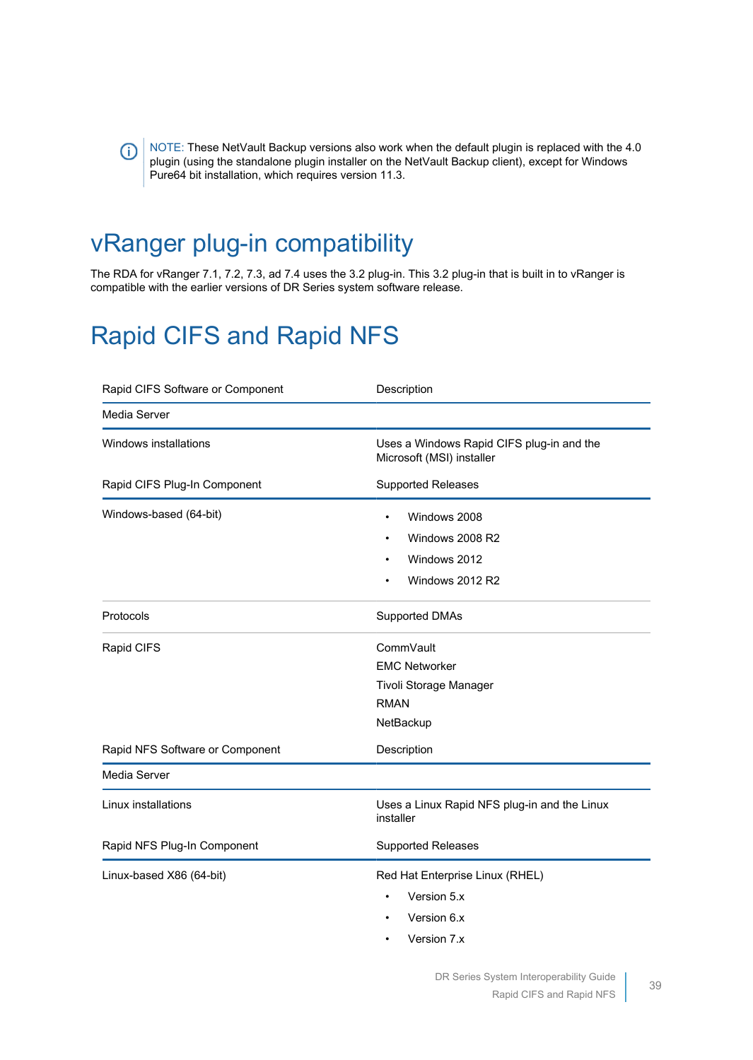NOTE: These NetVault Backup versions also work when the default plugin is replaced with the 4.0 plugin (using the standalone plugin installer on the NetVault Backup client), except for Windows Pure64 bit installation, which requires version 11.3.

# vRanger plug-in compatibility

The RDA for vRanger 7.1, 7.2, 7.3, ad 7.4 uses the 3.2 plug-in. This 3.2 plug-in that is built in to vRanger is compatible with the earlier versions of DR Series system software release.

# Rapid CIFS and Rapid NFS

| Rapid CIFS Software or Component | Description |
|---|---|
| Media Server | |
| Windows installations | Uses a Windows Rapid CIFS plug-in and the Microsoft (MSI) installer |
| **Rapid CIFS Plug-In Component** | **Supported Releases** |
| Windows-based (64-bit) | • Windows 2008<br>• Windows 2008 R2<br>• Windows 2012<br>• Windows 2012 R2 |
| **Protocols** | **Supported DMAs** |
| Rapid CIFS | CommVault<br>EMC Networker<br>Tivoli Storage Manager<br>RMAN<br>NetBackup |

| Rapid NFS Software or Component | Description |
|---|---|
| Media Server | |
| Linux installations | Uses a Linux Rapid NFS plug-in and the Linux installer |
| **Rapid NFS Plug-In Component** | **Supported Releases** |
| Linux-based X86 (64-bit) | Red Hat Enterprise Linux (RHEL)<br>• Version 5.x<br>• Version 6.x<br>• Version 7.x |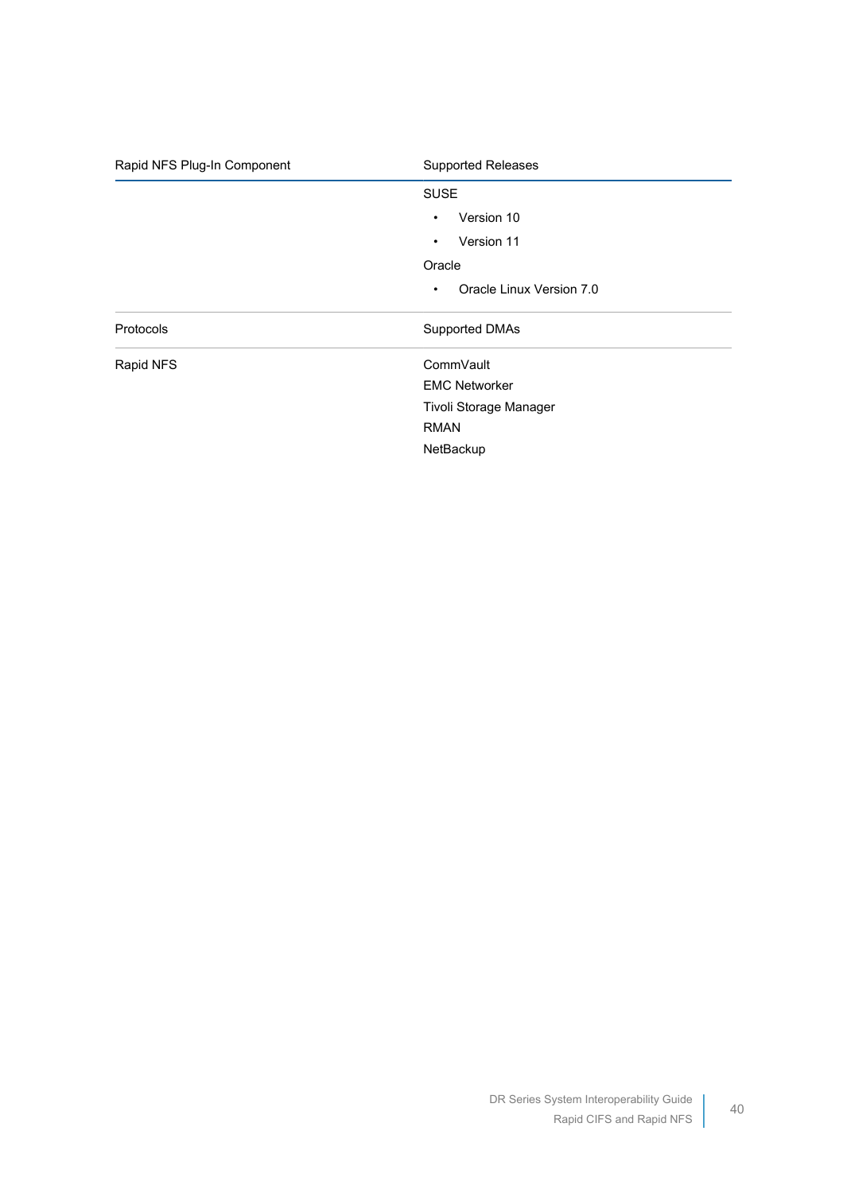| Rapid NFS Plug-In Component | Supported Releases |
| --- | --- |
| | SUSE<br>• Version 10<br>• Version 11<br>Oracle<br>• Oracle Linux Version 7.0 |

| Protocols | Supported DMAs |
| --- | --- |
| Rapid NFS | CommVault<br>EMC Networker<br>Tivoli Storage Manager<br>RMAN<br>NetBackup |